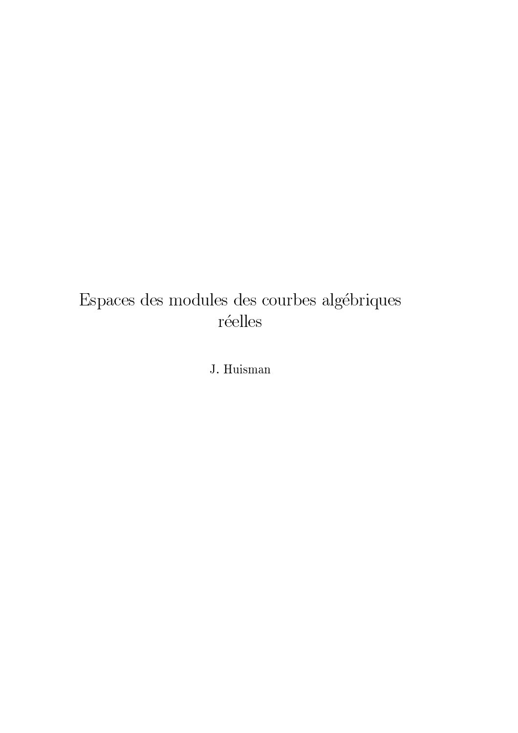# Espaces des modules des courbes algébriques réelles

J. Huisman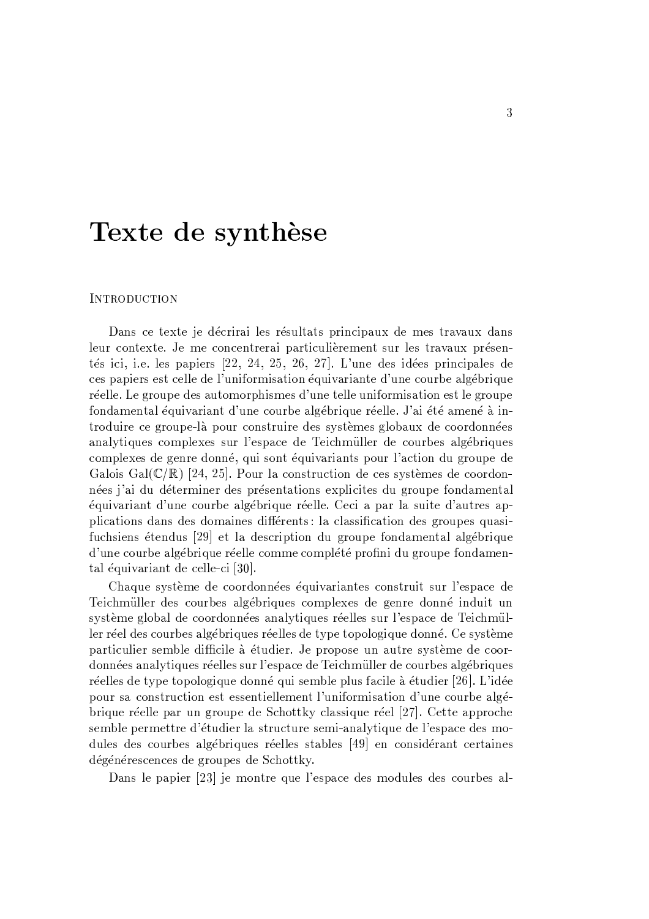# Texte de synthèse

## Introduction

Dans ce texte je décrirai les résultats principaux de mes travaux dans leur contexte. Je me concentrerai particulièrement sur les travaux présentés ici, i.e. les papiers [22, 24, 25, 26, 27]. L'une des idées principales de ces papiers est celle de l'uniformisation équivariante d'une courbe algébrique réelle. Le groupe des automorphismes d'une telle uniformisation est le groupe fondamental équivariant d'une courbe algébrique réelle. J'ai été amené à introduire ce groupe-là pour construire des systèmes globaux de coordonnées analytiques complexes sur l'espace de Teichmüller de courbes algébriques complexes de genre donné, qui sont équivariants pour l'action du groupe de Galois $\mathrm{Gal}(\mathbb{C}/\mathbb{R})$ [24, 25]. Pour la construction de ces systèmes de coordonnées j'ai du déterminer des présentations explicites du groupe fondamental équivariant d'une courbe algébrique réelle. Ceci a par la suite d'autres applications dans des domaines différents : la classification des groupes quasi-fuchsiens étendus [29] et la description du groupe fondamental algébrique d'une courbe algébrique réelle comme complété profini du groupe fondamental équivariant de celle-ci [30].

Chaque système de coordonnées équivariantes construit sur l'espace de Teichmüller des courbes algébriques complexes de genre donné induit un système global de coordonnées analytiques réelles sur l'espace de Teichmüller réel des courbes algébriques réelles de type topologique donné. Ce système particulier semble difficile à étudier. Je propose un autre système de coordonnées analytiques réelles sur l'espace de Teichmüller de courbes algébriques réelles de type topologique donné qui semble plus facile à étudier [26]. L'idée pour sa construction est essentiellement l'uniformisation d'une courbe algébrique réelle par un groupe de Schottky classique réel [27]. Cette approche semble permettre d'étudier la structure semi-analytique de l'espace des modules des courbes algébriques réelles stables [49] en considérant certaines dégénérescences de groupes de Schottky.

Dans le papier [23] je montre que l'espace des modules des courbes al-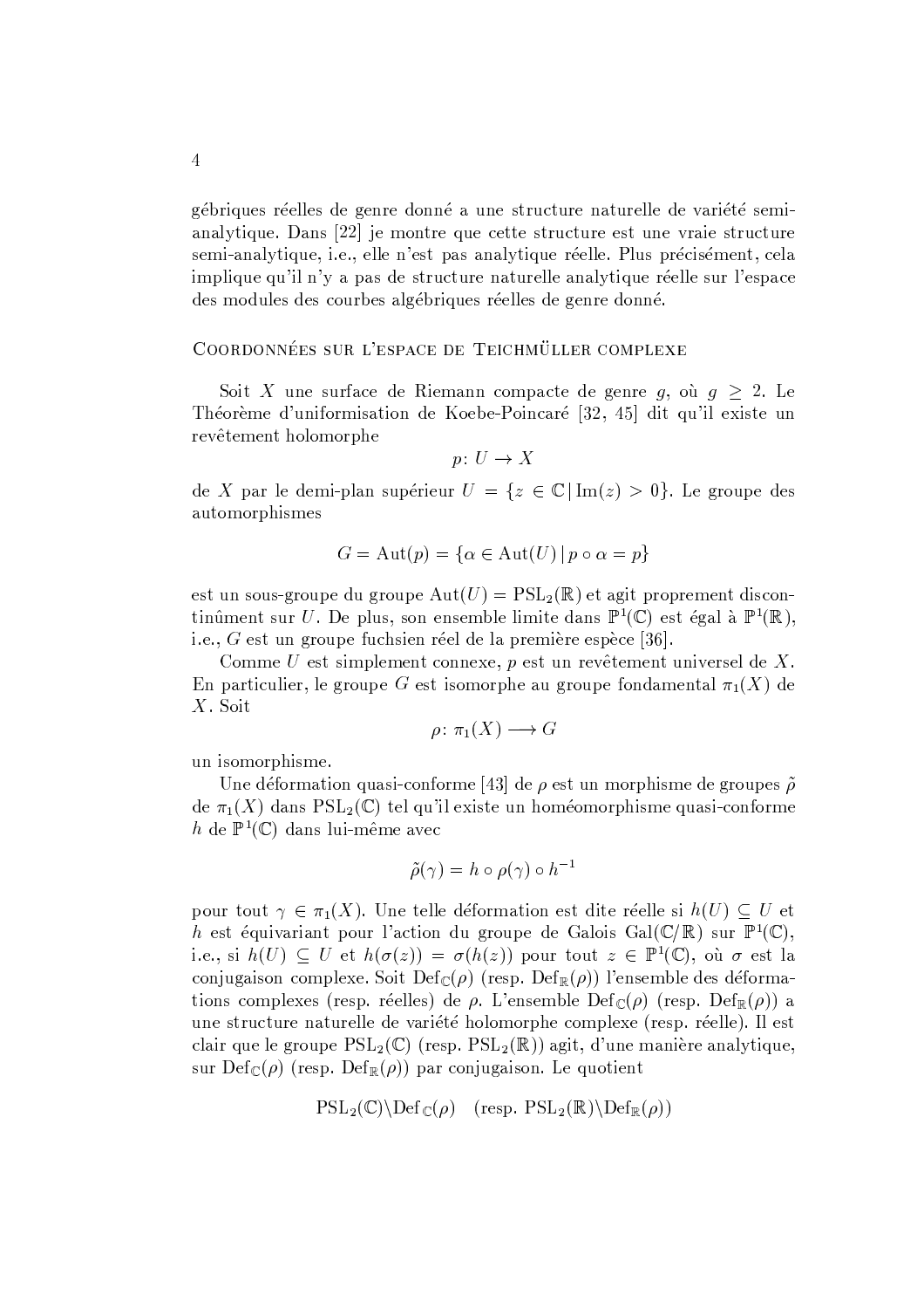gébriques réelles de genre donné a une structure naturelle de variété semi-analytique. Dans [22] je montre que cette structure est une vraie structure semi-analytique, i.e., elle n'est pas analytique réelle. Plus précisément, cela implique qu'il n'y a pas de structure naturelle analytique réelle sur l'espace des modules des courbes algébriques réelles de genre donné.

## Coordonnées sur l'espace de Teichmüller complexe

Soit $X$ une surface de Riemann compacte de genre $g$, où $g \geq 2$. Le Théorème d'uniformisation de Koebe-Poincaré [32, 45] dit qu'il existe un revêtement holomorphe

$$p \colon U \to X$$

de $X$ par le demi-plan supérieur $U = \{z \in \mathbb{C} \,|\, \mathrm{Im}(z) > 0\}$. Le groupe des automorphismes

$$G = \mathrm{Aut}(p) = \{\alpha \in \mathrm{Aut}(U) \,|\, p \circ \alpha = p\}$$

est un sous-groupe du groupe $\mathrm{Aut}(U) = \mathrm{PSL}_2(\mathbb{R})$ et agit proprement discontinûment sur $U$. De plus, son ensemble limite dans $\mathbb{P}^1(\mathbb{C})$ est égal à $\mathbb{P}^1(\mathbb{R})$, i.e., $G$ est un groupe fuchsien réel de la première espèce [36].

Comme $U$ est simplement connexe, $p$ est un revêtement universel de $X$. En particulier, le groupe $G$ est isomorphe au groupe fondamental $\pi_1(X)$ de $X$. Soit

$$\rho \colon \pi_1(X) \longrightarrow G$$

un isomorphisme.

Une déformation quasi-conforme [43] de $\rho$ est un morphisme de groupes $\tilde{\rho}$ de $\pi_1(X)$ dans $\mathrm{PSL}_2(\mathbb{C})$ tel qu'il existe un homéomorphisme quasi-conforme $h$ de $\mathbb{P}^1(\mathbb{C})$ dans lui-même avec

$$\tilde{\rho}(\gamma) = h \circ \rho(\gamma) \circ h^{-1}$$

pour tout $\gamma \in \pi_1(X)$. Une telle déformation est dite réelle si $h(U) \subseteq U$ et $h$ est équivariant pour l'action du groupe de Galois $\mathrm{Gal}(\mathbb{C}/\mathbb{R})$ sur $\mathbb{P}^1(\mathbb{C})$, i.e., si $h(U) \subseteq U$ et $h(\sigma(z)) = \sigma(h(z))$ pour tout $z \in \mathbb{P}^1(\mathbb{C})$, où $\sigma$ est la conjugaison complexe. Soit $\mathrm{Def}_{\mathbb{C}}(\rho)$ (resp. $\mathrm{Def}_{\mathbb{R}}(\rho)$) l'ensemble des déformations complexes (resp. réelles) de $\rho$. L'ensemble $\mathrm{Def}_{\mathbb{C}}(\rho)$ (resp. $\mathrm{Def}_{\mathbb{R}}(\rho)$) a une structure naturelle de variété holomorphe complexe (resp. réelle). Il est clair que le groupe $\mathrm{PSL}_2(\mathbb{C})$ (resp. $\mathrm{PSL}_2(\mathbb{R})$) agit, d'une manière analytique, sur $\mathrm{Def}_{\mathbb{C}}(\rho)$ (resp. $\mathrm{Def}_{\mathbb{R}}(\rho)$) par conjugaison. Le quotient

$$\mathrm{PSL}_2(\mathbb{C})\backslash\mathrm{Def}_{\mathbb{C}}(\rho) \quad (\text{resp. } \mathrm{PSL}_2(\mathbb{R})\backslash\mathrm{Def}_{\mathbb{R}}(\rho))$$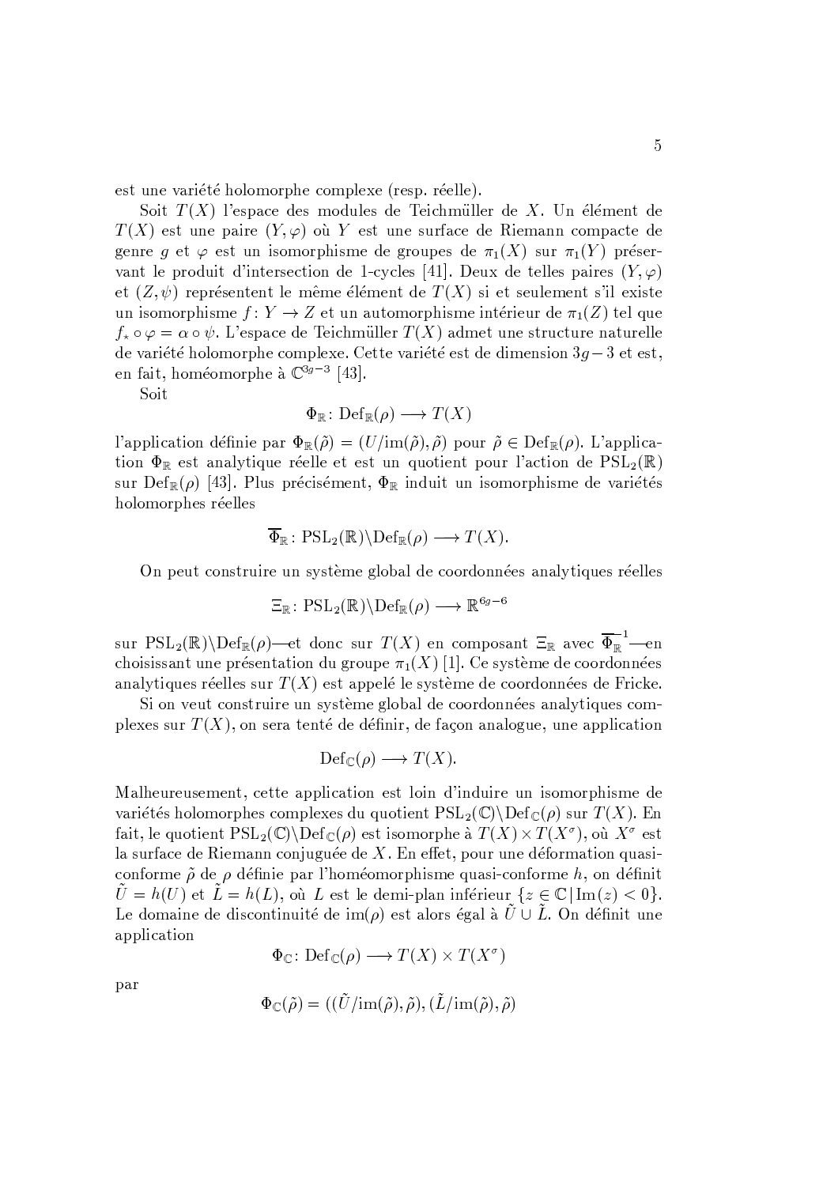est une variété holomorphe complexe (resp. réelle).

Soit $T(X)$ l'espace des modules de Teichmüller de $X$. Un élément de $T(X)$ est une paire $(Y,\varphi)$ où $Y$ est une surface de Riemann compacte de genre $g$ et $\varphi$ est un isomorphisme de groupes de $\pi_1(X)$ sur $\pi_1(Y)$ préservant le produit d'intersection de 1-cycles [41]. Deux de telles paires $(Y,\varphi)$ et $(Z,\psi)$ représentent le même élément de $T(X)$ si et seulement s'il existe un isomorphisme $f\colon Y \to Z$ et un automorphisme intérieur de $\pi_1(Z)$ tel que $f_\star \circ \varphi = \alpha \circ \psi$. L'espace de Teichmüller $T(X)$ admet une structure naturelle de variété holomorphe complexe. Cette variété est de dimension $3g-3$ et est, en fait, homéomorphe à $\mathbb{C}^{3g-3}$ [43].

Soit

$$\Phi_{\mathbb{R}}\colon \mathrm{Def}_{\mathbb{R}}(\rho) \longrightarrow T(X)$$

l'application définie par $\Phi_{\mathbb{R}}(\tilde{\rho}) = (U/\mathrm{im}(\tilde{\rho}), \tilde{\rho})$ pour $\tilde{\rho} \in \mathrm{Def}_{\mathbb{R}}(\rho)$. L'application $\Phi_{\mathbb{R}}$ est analytique réelle et est un quotient pour l'action de $\mathrm{PSL}_2(\mathbb{R})$ sur $\mathrm{Def}_{\mathbb{R}}(\rho)$ [43]. Plus précisément, $\Phi_{\mathbb{R}}$ induit un isomorphisme de variétés holomorphes réelles

$$\overline{\Phi}_{\mathbb{R}}\colon \mathrm{PSL}_2(\mathbb{R})\backslash\mathrm{Def}_{\mathbb{R}}(\rho) \longrightarrow T(X).$$

On peut construire un système global de coordonnées analytiques réelles

$$\Xi_{\mathbb{R}}\colon \mathrm{PSL}_2(\mathbb{R})\backslash\mathrm{Def}_{\mathbb{R}}(\rho) \longrightarrow \mathbb{R}^{6g-6}$$

sur $\mathrm{PSL}_2(\mathbb{R})\backslash\mathrm{Def}_{\mathbb{R}}(\rho)$—et donc sur $T(X)$ en composant $\Xi_{\mathbb{R}}$ avec $\overline{\Phi}_{\mathbb{R}}^{-1}$—en choisissant une présentation du groupe $\pi_1(X)$ [1]. Ce système de coordonnées analytiques réelles sur $T(X)$ est appelé le système de coordonnées de Fricke.

Si on veut construire un système global de coordonnées analytiques complexes sur $T(X)$, on sera tenté de définir, de façon analogue, une application

$$\mathrm{Def}_{\mathbb{C}}(\rho) \longrightarrow T(X).$$

Malheureusement, cette application est loin d'induire un isomorphisme de variétés holomorphes complexes du quotient $\mathrm{PSL}_2(\mathbb{C})\backslash\mathrm{Def}_{\mathbb{C}}(\rho)$ sur $T(X)$. En fait, le quotient $\mathrm{PSL}_2(\mathbb{C})\backslash\mathrm{Def}_{\mathbb{C}}(\rho)$ est isomorphe à $T(X) \times T(X^\sigma)$, où $X^\sigma$ est la surface de Riemann conjuguée de $X$. En effet, pour une déformation quasi-conforme $\tilde{\rho}$ de $\rho$ définie par l'homéomorphisme quasi-conforme $h$, on définit $\tilde{U} = h(U)$ et $\tilde{L} = h(L)$, où $L$ est le demi-plan inférieur $\{z \in \mathbb{C} \,|\, \mathrm{Im}(z) < 0\}$. Le domaine de discontinuité de $\mathrm{im}(\rho)$ est alors égal à $\tilde{U} \cup \tilde{L}$. On définit une application

$$\Phi_{\mathbb{C}}\colon \mathrm{Def}_{\mathbb{C}}(\rho) \longrightarrow T(X) \times T(X^\sigma)$$

par

$$\Phi_{\mathbb{C}}(\tilde{\rho}) = ((\tilde{U}/\mathrm{im}(\tilde{\rho}), \tilde{\rho}), (\tilde{L}/\mathrm{im}(\tilde{\rho}), \tilde{\rho})$$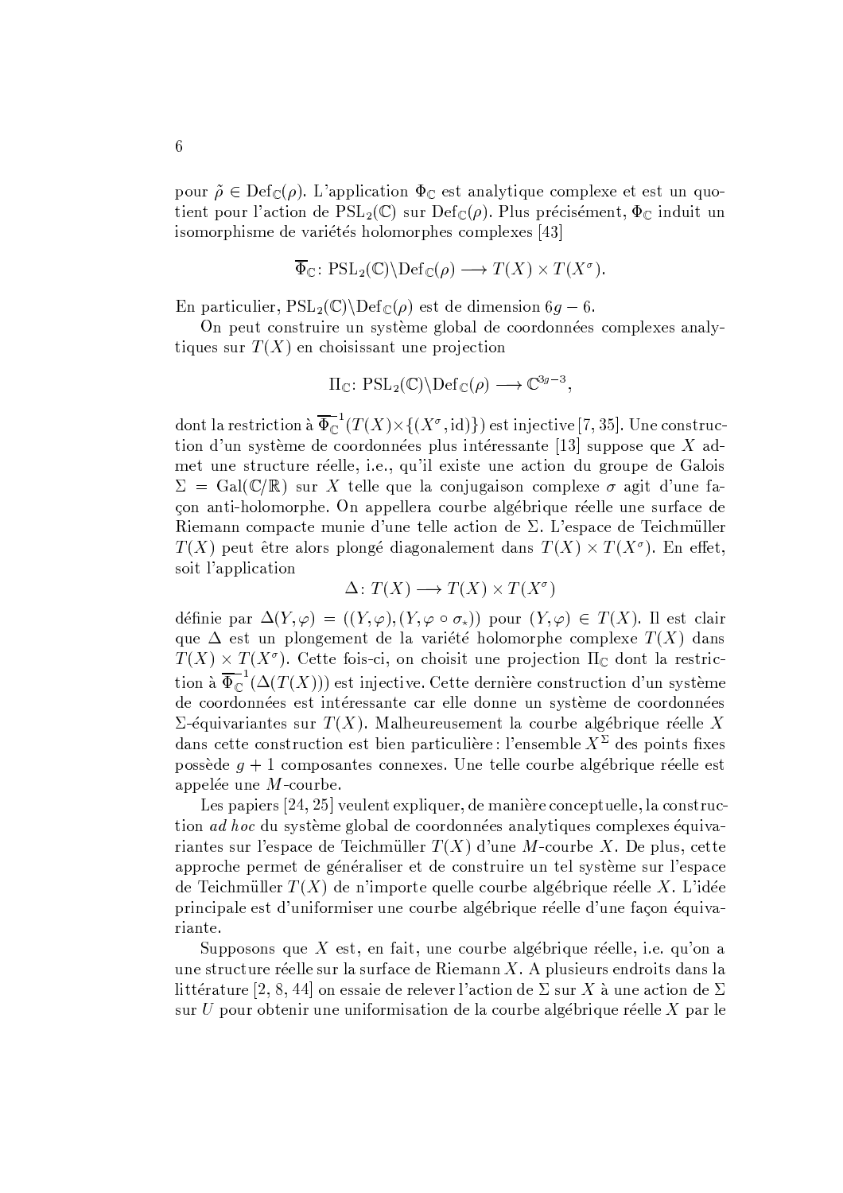pour $\tilde{\rho} \in \mathrm{Def}_{\mathbb{C}}(\rho)$. L'application $\Phi_{\mathbb{C}}$ est analytique complexe et est un quotient pour l'action de $\mathrm{PSL}_2(\mathbb{C})$ sur $\mathrm{Def}_{\mathbb{C}}(\rho)$. Plus précisément, $\Phi_{\mathbb{C}}$ induit un isomorphisme de variétés holomorphes complexes [43]

$$\overline{\Phi}_{\mathbb{C}} \colon \mathrm{PSL}_2(\mathbb{C}) \backslash \mathrm{Def}_{\mathbb{C}}(\rho) \longrightarrow T(X) \times T(X^{\sigma}).$$

En particulier, $\mathrm{PSL}_2(\mathbb{C}) \backslash \mathrm{Def}_{\mathbb{C}}(\rho)$ est de dimension $6g-6$.

On peut construire un système global de coordonnées complexes analytiques sur $T(X)$ en choisissant une projection

$$\Pi_{\mathbb{C}} \colon \mathrm{PSL}_2(\mathbb{C}) \backslash \mathrm{Def}_{\mathbb{C}}(\rho) \longrightarrow \mathbb{C}^{3g-3},$$

dont la restriction à $\overline{\Phi}_{\mathbb{C}}^{-1}(T(X) \times \{(X^{\sigma}, \mathrm{id})\})$ est injective [7, 35]. Une construction d'un système de coordonnées plus intéressante [13] suppose que $X$ admet une structure réelle, i.e., qu'il existe une action du groupe de Galois $\Sigma = \mathrm{Gal}(\mathbb{C}/\mathbb{R})$ sur $X$ telle que la conjugaison complexe $\sigma$ agit d'une façon anti-holomorphe. On appellera courbe algébrique réelle une surface de Riemann compacte munie d'une telle action de $\Sigma$. L'espace de Teichmüller $T(X)$ peut être alors plongé diagonalement dans $T(X) \times T(X^{\sigma})$. En effet, soit l'application

$$\Delta \colon T(X) \longrightarrow T(X) \times T(X^{\sigma})$$

définie par $\Delta(Y, \varphi) = ((Y, \varphi), (Y, \varphi \circ \sigma_{\star}))$ pour $(Y, \varphi) \in T(X)$. Il est clair que $\Delta$ est un plongement de la variété holomorphe complexe $T(X)$ dans $T(X) \times T(X^{\sigma})$. Cette fois-ci, on choisit une projection $\Pi_{\mathbb{C}}$ dont la restriction à $\overline{\Phi}_{\mathbb{C}}^{-1}(\Delta(T(X)))$ est injective. Cette dernière construction d'un système de coordonnées est intéressante car elle donne un système de coordonnées $\Sigma$-équivariantes sur $T(X)$. Malheureusement la courbe algébrique réelle $X$ dans cette construction est bien particulière : l'ensemble $X^{\Sigma}$ des points fixes possède $g+1$ composantes connexes. Une telle courbe algébrique réelle est appelée une $M$-courbe.

Les papiers [24, 25] veulent expliquer, de manière conceptuelle, la construction *ad hoc* du système global de coordonnées analytiques complexes équivariantes sur l'espace de Teichmüller $T(X)$ d'une $M$-courbe $X$. De plus, cette approche permet de généraliser et de construire un tel système sur l'espace de Teichmüller $T(X)$ de n'importe quelle courbe algébrique réelle $X$. L'idée principale est d'uniformiser une courbe algébrique réelle d'une façon équivariante.

Supposons que $X$ est, en fait, une courbe algébrique réelle, i.e. qu'on a une structure réelle sur la surface de Riemann $X$. A plusieurs endroits dans la littérature [2, 8, 44] on essaie de relever l'action de $\Sigma$ sur $X$ à une action de $\Sigma$ sur $U$ pour obtenir une uniformisation de la courbe algébrique réelle $X$ par le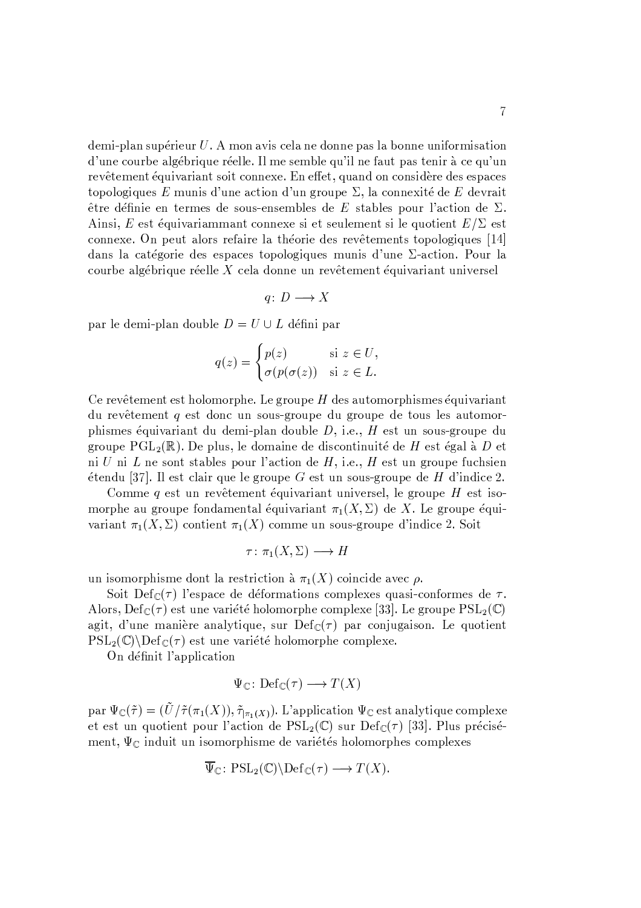demi-plan supérieur $U$. A mon avis cela ne donne pas la bonne uniformisation d'une courbe algébrique réelle. Il me semble qu'il ne faut pas tenir à ce qu'un revêtement équivariant soit connexe. En effet, quand on considère des espaces topologiques $E$ munis d'une action d'un groupe $\Sigma$, la connexité de $E$ devrait être définie en termes de sous-ensembles de $E$ stables pour l'action de $\Sigma$. Ainsi, $E$ est équivariammant connexe si et seulement si le quotient $E/\Sigma$ est connexe. On peut alors refaire la théorie des revêtements topologiques [14] dans la catégorie des espaces topologiques munis d'une $\Sigma$-action. Pour la courbe algébrique réelle $X$ cela donne un revêtement équivariant universel

$$q\colon D \longrightarrow X$$

par le demi-plan double $D = U \cup L$ défini par

$$q(z) = \begin{cases} p(z) & \text{si } z \in U, \\ \sigma(p(\sigma(z)) & \text{si } z \in L. \end{cases}$$

Ce revêtement est holomorphe. Le groupe $H$ des automorphismes équivariant du revêtement $q$ est donc un sous-groupe du groupe de tous les automorphismes équivariant du demi-plan double $D$, i.e., $H$ est un sous-groupe du groupe $\mathrm{PGL}_2(\mathbb{R})$. De plus, le domaine de discontinuité de $H$ est égal à $D$ et ni $U$ ni $L$ ne sont stables pour l'action de $H$, i.e., $H$ est un groupe fuchsien étendu [37]. Il est clair que le groupe $G$ est un sous-groupe de $H$ d'indice 2.

Comme $q$ est un revêtement équivariant universel, le groupe $H$ est isomorphe au groupe fondamental équivariant $\pi_1(X, \Sigma)$ de $X$. Le groupe équivariant $\pi_1(X, \Sigma)$ contient $\pi_1(X)$ comme un sous-groupe d'indice 2. Soit

$$\tau\colon \pi_1(X, \Sigma) \longrightarrow H$$

un isomorphisme dont la restriction à $\pi_1(X)$ coincide avec $\rho$.

Soit $\mathrm{Def}_{\mathbb{C}}(\tau)$ l'espace de déformations complexes quasi-conformes de $\tau$. Alors, $\mathrm{Def}_{\mathbb{C}}(\tau)$ est une variété holomorphe complexe [33]. Le groupe $\mathrm{PSL}_2(\mathbb{C})$ agit, d'une manière analytique, sur $\mathrm{Def}_{\mathbb{C}}(\tau)$ par conjugaison. Le quotient $\mathrm{PSL}_2(\mathbb{C})\backslash \mathrm{Def}_{\mathbb{C}}(\tau)$ est une variété holomorphe complexe.

On définit l'application

$$\Psi_{\mathbb{C}}\colon \mathrm{Def}_{\mathbb{C}}(\tau) \longrightarrow T(X)$$

par $\Psi_{\mathbb{C}}(\tilde{\tau}) = (\tilde{U}/\tilde{\tau}(\pi_1(X)), \tilde{\tau}_{|\pi_1(X)})$. L'application $\Psi_{\mathbb{C}}$ est analytique complexe et est un quotient pour l'action de $\mathrm{PSL}_2(\mathbb{C})$ sur $\mathrm{Def}_{\mathbb{C}}(\tau)$ [33]. Plus précisément, $\Psi_{\mathbb{C}}$ induit un isomorphisme de variétés holomorphes complexes

$$\overline{\Psi}_{\mathbb{C}}\colon \mathrm{PSL}_2(\mathbb{C})\backslash \mathrm{Def}_{\mathbb{C}}(\tau) \longrightarrow T(X).$$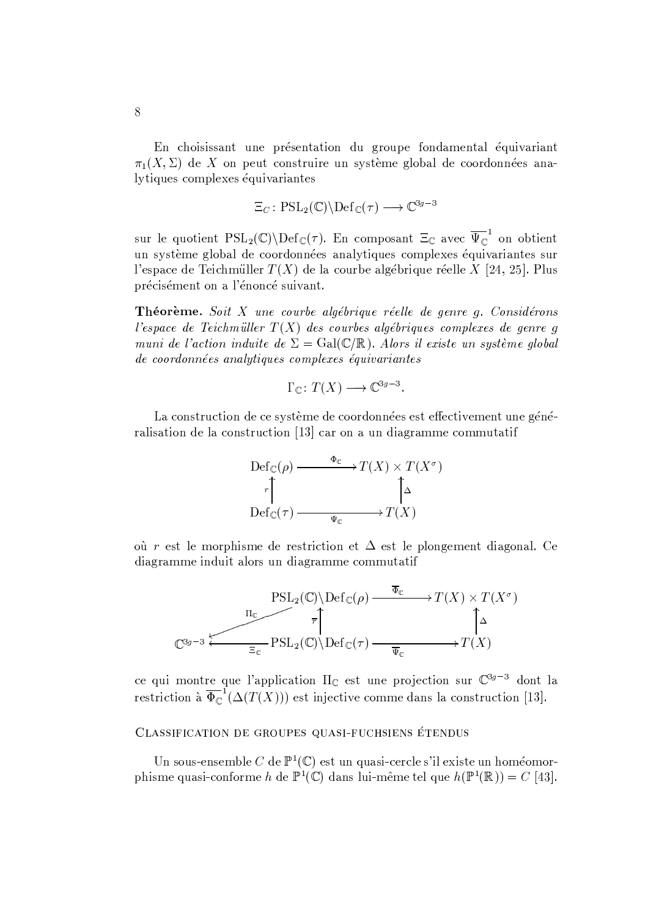En choisissant une présentation du groupe fondamental équivariant $\pi_1(X, \Sigma)$ de $X$ on peut construire un système global de coordonnées analytiques complexes équivariantes

$$\Xi_C \colon \mathrm{PSL}_2(\mathbb{C}) \backslash \mathrm{Def}_{\mathbb{C}}(\tau) \longrightarrow \mathbb{C}^{3g-3}$$

sur le quotient $\mathrm{PSL}_2(\mathbb{C}) \backslash \mathrm{Def}_{\mathbb{C}}(\tau)$. En composant $\Xi_{\mathbb{C}}$ avec $\overline{\Psi_{\mathbb{C}}}^{1}$ on obtient un système global de coordonnées analytiques complexes équivariantes sur l'espace de Teichmüller $T(X)$ de la courbe algébrique réelle $X$ [24, 25]. Plus précisément on a l'énoncé suivant.

**Théorème.** *Soit $X$ une courbe algébrique réelle de genre $g$. Considérons l'espace de Teichmüller $T(X)$ des courbes algébriques complexes de genre $g$ muni de l'action induite de $\Sigma = \mathrm{Gal}(\mathbb{C}/\mathbb{R})$. Alors il existe un système global de coordonnées analytiques complexes équivariantes*

$$\Gamma_{\mathbb{C}} \colon T(X) \longrightarrow \mathbb{C}^{3g-3}.$$

La construction de ce système de coordonnées est effectivement une généralisation de la construction [13] car on a un diagramme commutatif

$$\begin{array}{ccc} \mathrm{Def}_{\mathbb{C}}(\rho) & \xrightarrow{\Phi_{\mathbb{C}}} & T(X) \times T(X^{\sigma}) \\ {\scriptstyle r}\uparrow & & \uparrow{\scriptstyle \Delta} \\ \mathrm{Def}_{\mathbb{C}}(\tau) & \xrightarrow[\Psi_{\mathbb{C}}]{} & T(X) \end{array}$$

où $r$ est le morphisme de restriction et $\Delta$ est le plongement diagonal. Ce diagramme induit alors un diagramme commutatif

$$\begin{array}{ccccc} & & \mathrm{PSL}_2(\mathbb{C}) \backslash \mathrm{Def}_{\mathbb{C}}(\rho) & \xrightarrow{\overline{\Phi}_{\mathbb{C}}} & T(X) \times T(X^{\sigma}) \\ & \swarrow{\scriptstyle \Pi_{\mathbb{C}}} & {\scriptstyle \overline{r}}\uparrow & & \uparrow{\scriptstyle \Delta} \\ \mathbb{C}^{3g-3} & \xleftarrow[\Xi_{\mathbb{C}}]{} & \mathrm{PSL}_2(\mathbb{C}) \backslash \mathrm{Def}_{\mathbb{C}}(\tau) & \xrightarrow[\overline{\Psi}_{\mathbb{C}}]{} & T(X) \end{array}$$

ce qui montre que l'application $\Pi_{\mathbb{C}}$ est une projection sur $\mathbb{C}^{3g-3}$ dont la restriction à $\overline{\Phi_{\mathbb{C}}}^{1}(\Delta(T(X)))$ est injective comme dans la construction [13].

## Classification de groupes quasi-fuchsiens étendus

Un sous-ensemble $C$ de $\mathbb{P}^1(\mathbb{C})$ est un quasi-cercle s'il existe un homéomorphisme quasi-conforme $h$ de $\mathbb{P}^1(\mathbb{C})$ dans lui-même tel que $h(\mathbb{P}^1(\mathbb{R})) = C$ [43].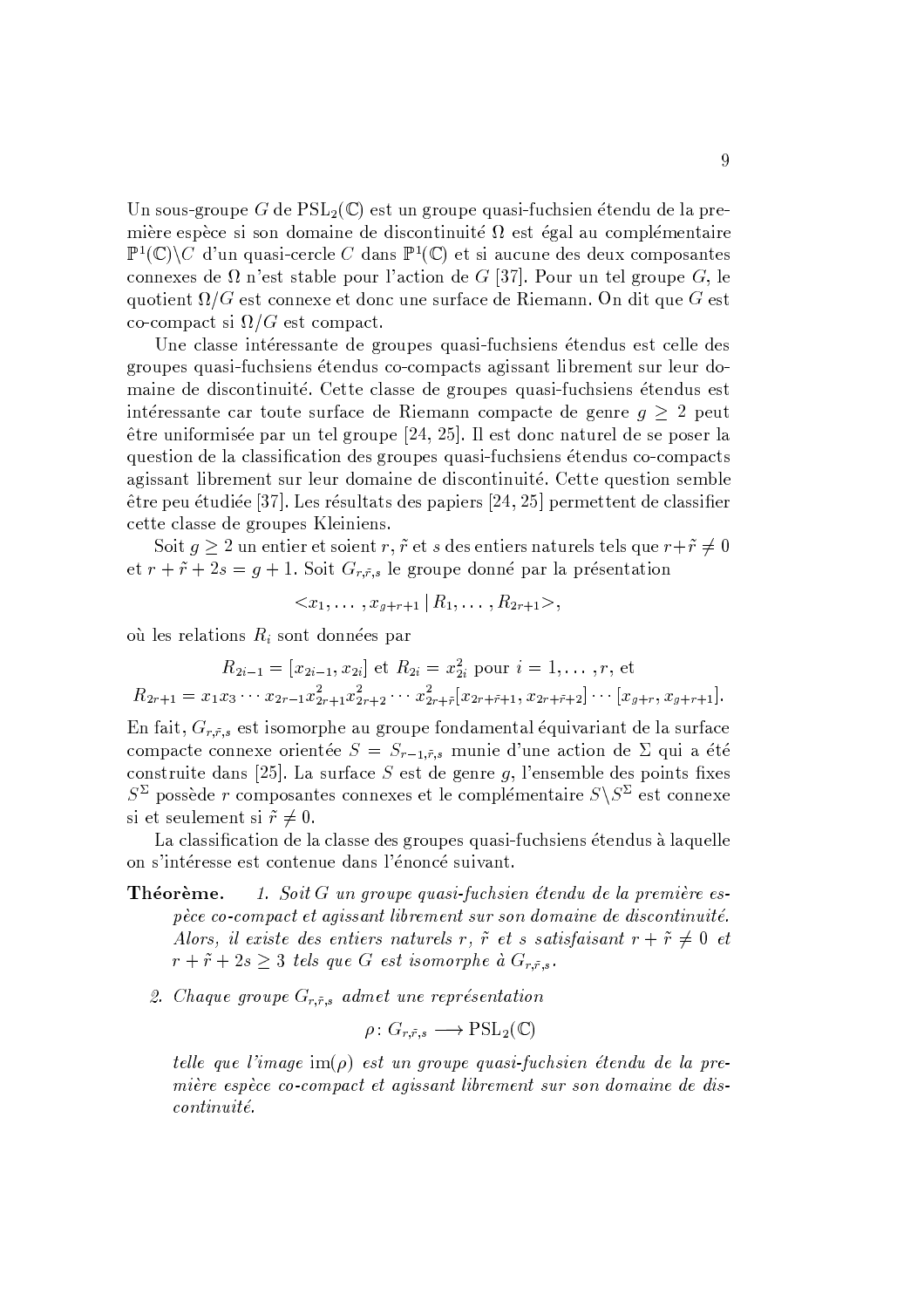Un sous-groupe $G$ de $\mathrm{PSL}_2(\mathbb{C})$ est un groupe quasi-fuchsien étendu de la première espèce si son domaine de discontinuité $\Omega$ est égal au complémentaire $\mathbb{P}^1(\mathbb{C})\backslash C$ d'un quasi-cercle $C$ dans $\mathbb{P}^1(\mathbb{C})$ et si aucune des deux composantes connexes de $\Omega$ n'est stable pour l'action de $G$ [37]. Pour un tel groupe $G$, le quotient $\Omega/G$ est connexe et donc une surface de Riemann. On dit que $G$ est co-compact si $\Omega/G$ est compact.

Une classe intéressante de groupes quasi-fuchsiens étendus est celle des groupes quasi-fuchsiens étendus co-compacts agissant librement sur leur domaine de discontinuité. Cette classe de groupes quasi-fuchsiens étendus est intéressante car toute surface de Riemann compacte de genre $g \geq 2$ peut être uniformisée par un tel groupe [24, 25]. Il est donc naturel de se poser la question de la classification des groupes quasi-fuchsiens étendus co-compacts agissant librement sur leur domaine de discontinuité. Cette question semble être peu étudiée [37]. Les résultats des papiers [24, 25] permettent de classifier cette classe de groupes Kleiniens.

Soit $g \geq 2$ un entier et soient $r$, $\tilde{r}$ et $s$ des entiers naturels tels que $r+\tilde{r} \neq 0$ et $r+\tilde{r}+2s = g+1$. Soit $G_{r,\tilde{r},s}$ le groupe donné par la présentation

$$<x_1, \dots, x_{g+r+1} \,|\, R_1, \dots, R_{2r+1}>,$$

où les relations $R_i$ sont données par

$$R_{2i-1} = [x_{2i-1}, x_{2i}] \text{ et } R_{2i} = x_{2i}^2 \text{ pour } i = 1, \dots, r, \text{ et}$$
$$R_{2r+1} = x_1 x_3 \cdots x_{2r-1} x_{2r+1}^2 x_{2r+2}^2 \cdots x_{2r+\tilde{r}}^2 [x_{2r+\tilde{r}+1}, x_{2r+\tilde{r}+2}] \cdots [x_{g+r}, x_{g+r+1}].$$

En fait, $G_{r,\tilde{r},s}$ est isomorphe au groupe fondamental équivariant de la surface compacte connexe orientée $S = S_{r-1,\tilde{r},s}$ munie d'une action de $\Sigma$ qui a été construite dans [25]. La surface $S$ est de genre $g$, l'ensemble des points fixes $S^\Sigma$ possède $r$ composantes connexes et le complémentaire $S\backslash S^\Sigma$ est connexe si et seulement si $\tilde{r} \neq 0$.

La classification de la classe des groupes quasi-fuchsiens étendus à laquelle on s'intéresse est contenue dans l'énoncé suivant.

**Théorème.** 1. *Soit $G$ un groupe quasi-fuchsien étendu de la première espèce co-compact et agissant librement sur son domaine de discontinuité. Alors, il existe des entiers naturels $r$, $\tilde{r}$ et $s$ satisfaisant $r+\tilde{r} \neq 0$ et $r+\tilde{r}+2s \geq 3$ tels que $G$ est isomorphe à $G_{r,\tilde{r},s}$.*

2. *Chaque groupe $G_{r,\tilde{r},s}$ admet une représentation*

$$\rho\colon G_{r,\tilde{r},s} \longrightarrow \mathrm{PSL}_2(\mathbb{C})$$

*telle que l'image $\mathrm{im}(\rho)$ est un groupe quasi-fuchsien étendu de la première espèce co-compact et agissant librement sur son domaine de discontinuité.*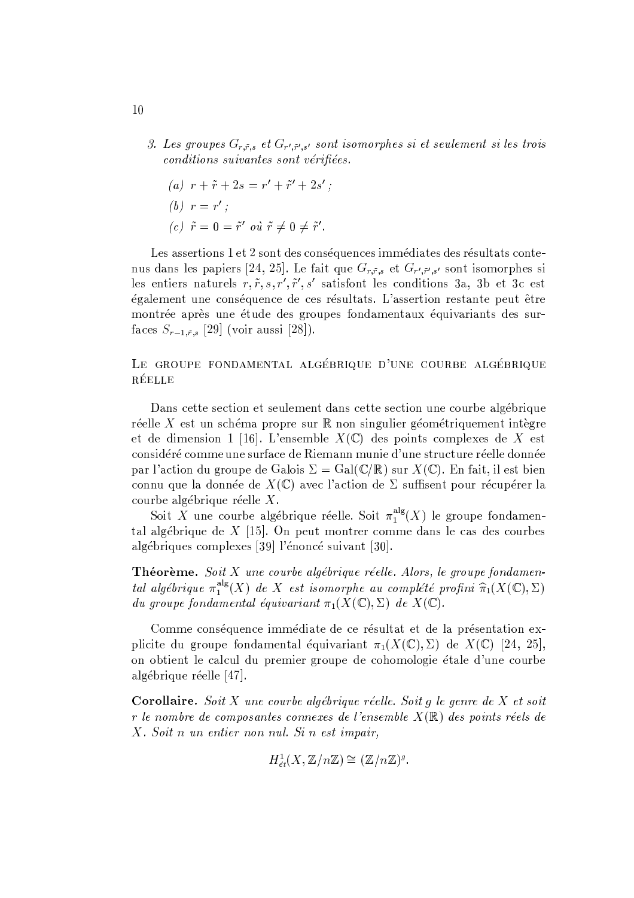3. *Les groupes $G_{r,\tilde{r},s}$ et $G_{r',\tilde{r}',s'}$ sont isomorphes si et seulement si les trois conditions suivantes sont vérifiées.*

   (a) $r + \tilde{r} + 2s = r' + \tilde{r}' + 2s'$ ;

   (b) $r = r'$ ;

   (c) $\tilde{r} = 0 = \tilde{r}'$ *où* $\tilde{r} \neq 0 \neq \tilde{r}'$.

Les assertions 1 et 2 sont des conséquences immédiates des résultats contenus dans les papiers [24, 25]. Le fait que $G_{r,\tilde{r},s}$ et $G_{r',\tilde{r}',s'}$ sont isomorphes si les entiers naturels $r, \tilde{r}, s, r', \tilde{r}', s'$ satisfont les conditions 3a, 3b et 3c est également une conséquence de ces résultats. L'assertion restante peut être montrée après une étude des groupes fondamentaux équivariants des surfaces $S_{r-1,\tilde{r},s}$ [29] (voir aussi [28]).

## Le groupe fondamental algébrique d'une courbe algébrique réelle

Dans cette section et seulement dans cette section une courbe algébrique réelle $X$ est un schéma propre sur $\mathbb{R}$ non singulier géométriquement intègre et de dimension 1 [16]. L'ensemble $X(\mathbb{C})$ des points complexes de $X$ est considéré comme une surface de Riemann munie d'une structure réelle donnée par l'action du groupe de Galois $\Sigma = \mathrm{Gal}(\mathbb{C}/\mathbb{R})$ sur $X(\mathbb{C})$. En fait, il est bien connu que la donnée de $X(\mathbb{C})$ avec l'action de $\Sigma$ suffisent pour récupérer la courbe algébrique réelle $X$.

Soit $X$ une courbe algébrique réelle. Soit $\pi_1^{\mathrm{alg}}(X)$ le groupe fondamental algébrique de $X$ [15]. On peut montrer comme dans le cas des courbes algébriques complexes [39] l'énoncé suivant [30].

**Théorème.** *Soit $X$ une courbe algébrique réelle. Alors, le groupe fondamental algébrique $\pi_1^{\mathrm{alg}}(X)$ de $X$ est isomorphe au complété profini $\widehat{\pi}_1(X(\mathbb{C}), \Sigma)$ du groupe fondamental équivariant $\pi_1(X(\mathbb{C}), \Sigma)$ de $X(\mathbb{C})$.*

Comme conséquence immédiate de ce résultat et de la présentation explicite du groupe fondamental équivariant $\pi_1(X(\mathbb{C}), \Sigma)$ de $X(\mathbb{C})$ [24, 25], on obtient le calcul du premier groupe de cohomologie étale d'une courbe algébrique réelle [47].

**Corollaire.** *Soit $X$ une courbe algébrique réelle. Soit $g$ le genre de $X$ et soit $r$ le nombre de composantes connexes de l'ensemble $X(\mathbb{R})$ des points réels de $X$. Soit $n$ un entier non nul. Si $n$ est impair,*

$$H^1_{\acute{e}t}(X, \mathbb{Z}/n\mathbb{Z}) \cong (\mathbb{Z}/n\mathbb{Z})^g.$$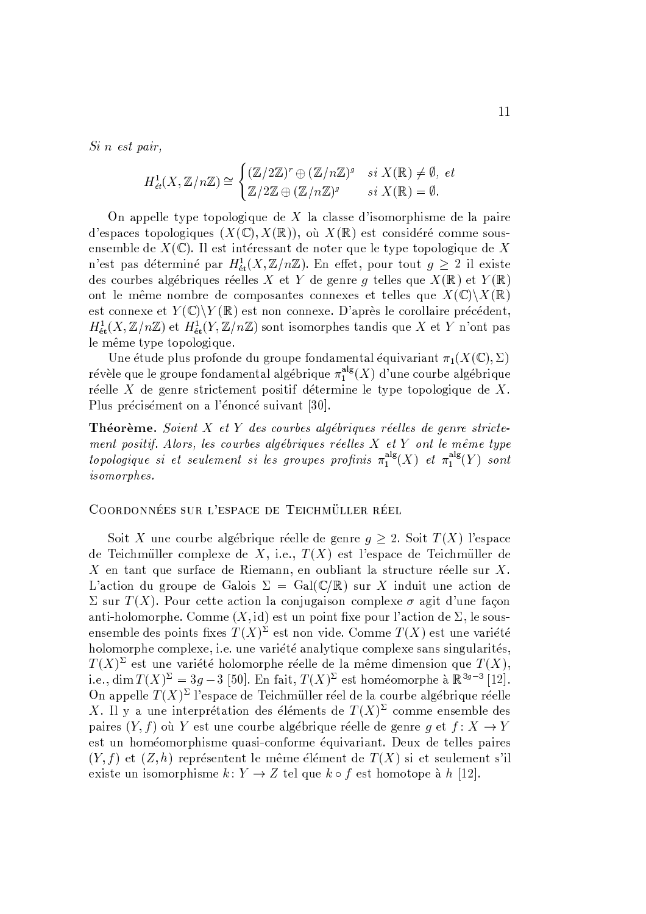*Si n est pair,*

$$H^1_{ét}(X, \mathbb{Z}/n\mathbb{Z}) \cong \begin{cases} (\mathbb{Z}/2\mathbb{Z})^r \oplus (\mathbb{Z}/n\mathbb{Z})^g & \text{si } X(\mathbb{R}) \neq \emptyset, \text{ et} \\ \mathbb{Z}/2\mathbb{Z} \oplus (\mathbb{Z}/n\mathbb{Z})^g & \text{si } X(\mathbb{R}) = \emptyset. \end{cases}$$

On appelle type topologique de $X$ la classe d'isomorphisme de la paire d'espaces topologiques $(X(\mathbb{C}), X(\mathbb{R}))$, où $X(\mathbb{R})$ est considéré comme sous-ensemble de $X(\mathbb{C})$. Il est intéressant de noter que le type topologique de $X$ n'est pas déterminé par $H^1_{\text{ét}}(X, \mathbb{Z}/n\mathbb{Z})$. En effet, pour tout $g \geq 2$ il existe des courbes algébriques réelles $X$ et $Y$ de genre $g$ telles que $X(\mathbb{R})$ et $Y(\mathbb{R})$ ont le même nombre de composantes connexes et telles que $X(\mathbb{C}) \backslash X(\mathbb{R})$ est connexe et $Y(\mathbb{C}) \backslash Y(\mathbb{R})$ est non connexe. D'après le corollaire précédent, $H^1_{\text{ét}}(X, \mathbb{Z}/n\mathbb{Z})$ et $H^1_{\text{ét}}(Y, \mathbb{Z}/n\mathbb{Z})$ sont isomorphes tandis que $X$ et $Y$ n'ont pas le même type topologique.

Une étude plus profonde du groupe fondamental équivariant $\pi_1(X(\mathbb{C}), \Sigma)$ révèle que le groupe fondamental algébrique $\pi_1^{\text{alg}}(X)$ d'une courbe algébrique réelle $X$ de genre strictement positif détermine le type topologique de $X$. Plus précisément on a l'énoncé suivant [30].

**Théorème.** *Soient $X$ et $Y$ des courbes algébriques réelles de genre strictement positif. Alors, les courbes algébriques réelles $X$ et $Y$ ont le même type topologique si et seulement si les groupes profinis $\pi_1^{\text{alg}}(X)$ et $\pi_1^{\text{alg}}(Y)$ sont isomorphes.*

## Coordonnées sur l'espace de Teichmüller réel

Soit $X$ une courbe algébrique réelle de genre $g \geq 2$. Soit $T(X)$ l'espace de Teichmüller complexe de $X$, i.e., $T(X)$ est l'espace de Teichmüller de $X$ en tant que surface de Riemann, en oubliant la structure réelle sur $X$. L'action du groupe de Galois $\Sigma = \text{Gal}(\mathbb{C}/\mathbb{R})$ sur $X$ induit une action de $\Sigma$ sur $T(X)$. Pour cette action la conjugaison complexe $\sigma$ agit d'une façon anti-holomorphe. Comme $(X, \text{id})$ est un point fixe pour l'action de $\Sigma$, le sous-ensemble des points fixes $T(X)^\Sigma$ est non vide. Comme $T(X)$ est une variété holomorphe complexe, i.e. une variété analytique complexe sans singularités, $T(X)^\Sigma$ est une variété holomorphe réelle de la même dimension que $T(X)$, i.e., $\dim T(X)^\Sigma = 3g - 3$ [50]. En fait, $T(X)^\Sigma$ est homéomorphe à $\mathbb{R}^{3g-3}$ [12]. On appelle $T(X)^\Sigma$ l'espace de Teichmüller réel de la courbe algébrique réelle $X$. Il y a une interprétation des éléments de $T(X)^\Sigma$ comme ensemble des paires $(Y, f)$ où $Y$ est une courbe algébrique réelle de genre $g$ et $f\colon X \to Y$ est un homéomorphisme quasi-conforme équivariant. Deux de telles paires $(Y, f)$ et $(Z, h)$ représentent le même élément de $T(X)$ si et seulement s'il existe un isomorphisme $k\colon Y \to Z$ tel que $k \circ f$ est homotope à $h$ [12].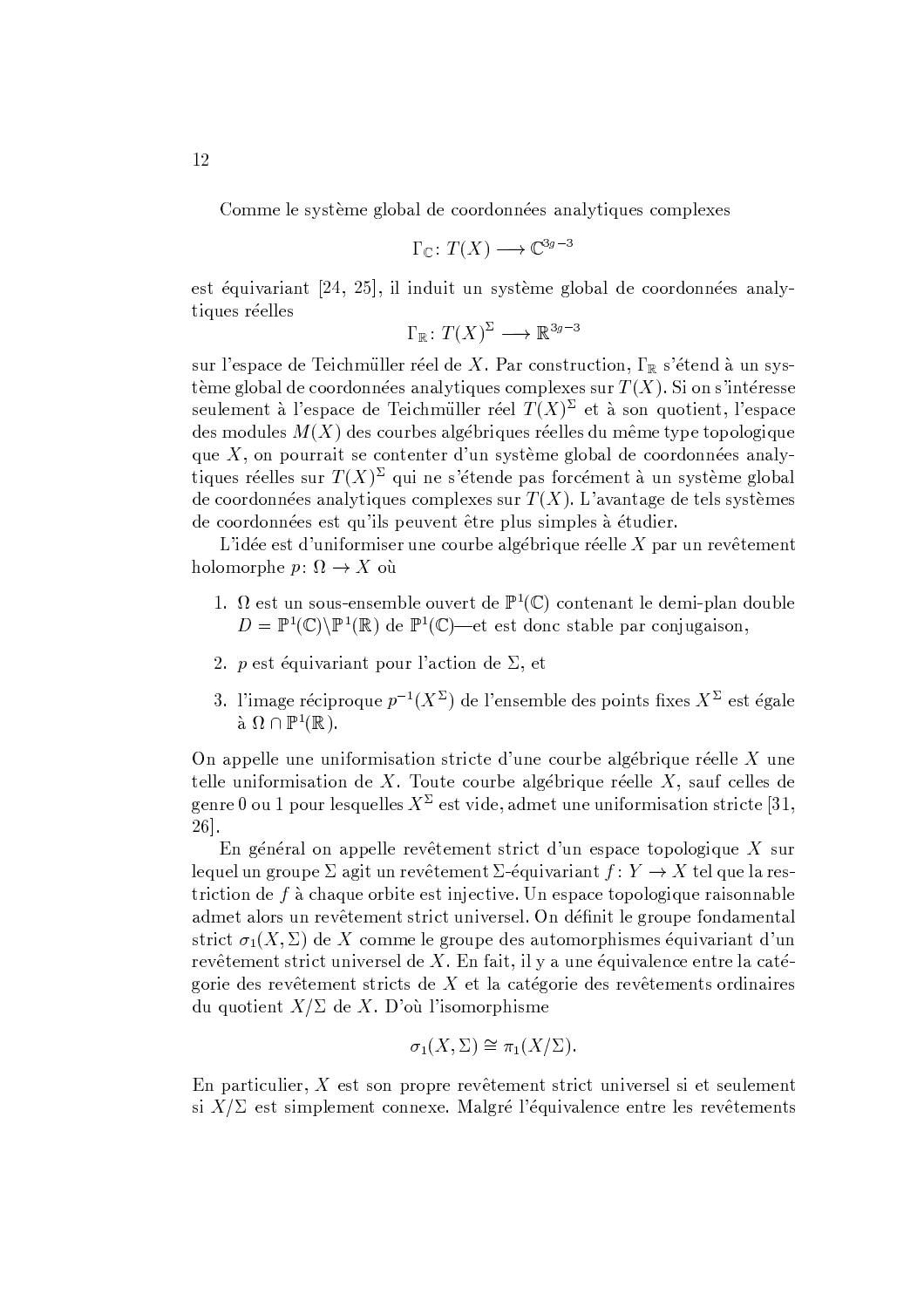Comme le système global de coordonnées analytiques complexes

$$\Gamma_{\mathbb{C}}\colon T(X) \longrightarrow \mathbb{C}^{3g-3}$$

est équivariant [24, 25], il induit un système global de coordonnées analytiques réelles

$$\Gamma_{\mathbb{R}}\colon T(X)^{\Sigma} \longrightarrow \mathbb{R}^{3g-3}$$

sur l'espace de Teichmüller réel de $X$. Par construction, $\Gamma_{\mathbb{R}}$ s'étend à un système global de coordonnées analytiques complexes sur $T(X)$. Si on s'intéresse seulement à l'espace de Teichmüller réel $T(X)^{\Sigma}$ et à son quotient, l'espace des modules $M(X)$ des courbes algébriques réelles du même type topologique que $X$, on pourrait se contenter d'un système global de coordonnées analytiques réelles sur $T(X)^{\Sigma}$ qui ne s'étende pas forcément à un système global de coordonnées analytiques complexes sur $T(X)$. L'avantage de tels systèmes de coordonnées est qu'ils peuvent être plus simples à étudier.

L'idée est d'uniformiser une courbe algébrique réelle $X$ par un revêtement holomorphe $p\colon \Omega \to X$ où

1. $\Omega$ est un sous-ensemble ouvert de $\mathbb{P}^1(\mathbb{C})$ contenant le demi-plan double $D = \mathbb{P}^1(\mathbb{C}) \backslash \mathbb{P}^1(\mathbb{R})$ de $\mathbb{P}^1(\mathbb{C})$—et est donc stable par conjugaison,
2. $p$ est équivariant pour l'action de $\Sigma$, et
3. l'image réciproque $p^{-1}(X^{\Sigma})$ de l'ensemble des points fixes $X^{\Sigma}$ est égale à $\Omega \cap \mathbb{P}^1(\mathbb{R})$.

On appelle une uniformisation stricte d'une courbe algébrique réelle $X$ une telle uniformisation de $X$. Toute courbe algébrique réelle $X$, sauf celles de genre 0 ou 1 pour lesquelles $X^{\Sigma}$ est vide, admet une uniformisation stricte [31, 26].

En général on appelle revêtement strict d'un espace topologique $X$ sur lequel un groupe $\Sigma$ agit un revêtement $\Sigma$-équivariant $f\colon Y \to X$ tel que la restriction de $f$ à chaque orbite est injective. Un espace topologique raisonnable admet alors un revêtement strict universel. On définit le groupe fondamental strict $\sigma_1(X, \Sigma)$ de $X$ comme le groupe des automorphismes équivariant d'un revêtement strict universel de $X$. En fait, il y a une équivalence entre la catégorie des revêtements stricts de $X$ et la catégorie des revêtements ordinaires du quotient $X/\Sigma$ de $X$. D'où l'isomorphisme

$$\sigma_1(X, \Sigma) \cong \pi_1(X/\Sigma).$$

En particulier, $X$ est son propre revêtement strict universel si et seulement si $X/\Sigma$ est simplement connexe. Malgré l'équivalence entre les revêtements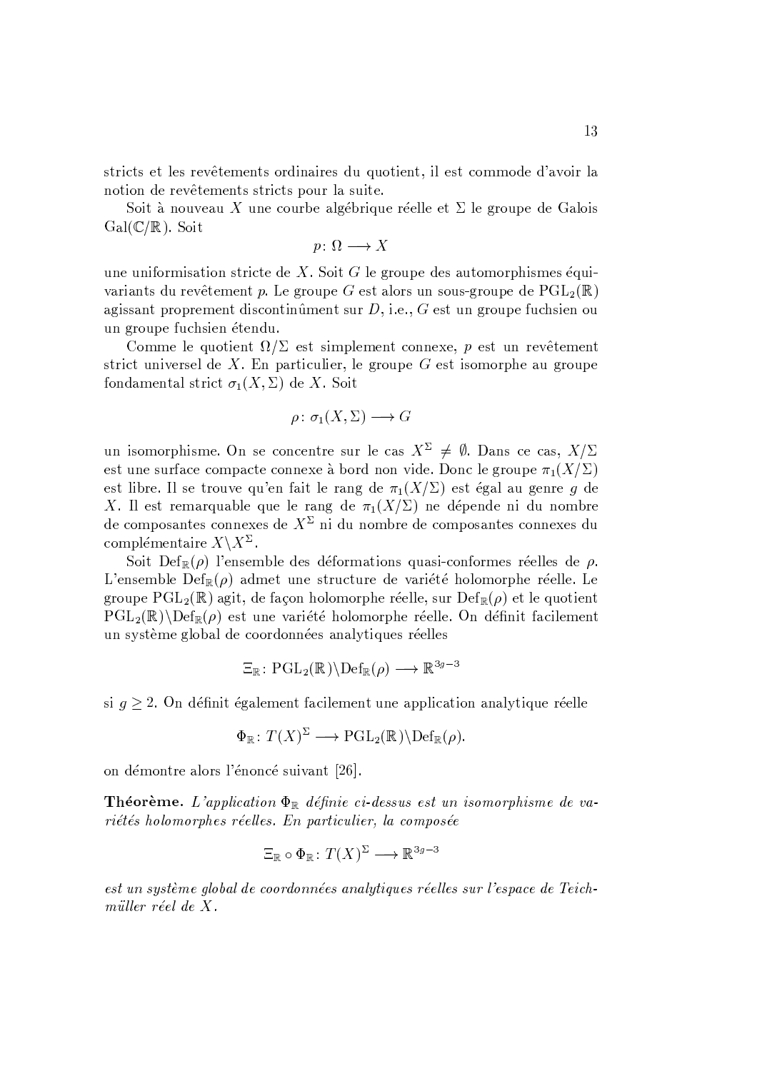stricts et les revêtements ordinaires du quotient, il est commode d'avoir la notion de revêtements stricts pour la suite.

Soit à nouveau $X$ une courbe algébrique réelle et $\Sigma$ le groupe de Galois $\mathrm{Gal}(\mathbb{C}/\mathbb{R})$. Soit

$$p\colon \Omega \longrightarrow X$$

une uniformisation stricte de $X$. Soit $G$ le groupe des automorphismes équivariants du revêtement $p$. Le groupe $G$ est alors un sous-groupe de $\mathrm{PGL}_2(\mathbb{R})$ agissant proprement discontinûment sur $D$, i.e., $G$ est un groupe fuchsien ou un groupe fuchsien étendu.

Comme le quotient $\Omega/\Sigma$ est simplement connexe, $p$ est un revêtement strict universel de $X$. En particulier, le groupe $G$ est isomorphe au groupe fondamental strict $\sigma_1(X,\Sigma)$ de $X$. Soit

$$\rho\colon \sigma_1(X,\Sigma) \longrightarrow G$$

un isomorphisme. On se concentre sur le cas $X^\Sigma \neq \emptyset$. Dans ce cas, $X/\Sigma$ est une surface compacte connexe à bord non vide. Donc le groupe $\pi_1(X/\Sigma)$ est libre. Il se trouve qu'en fait le rang de $\pi_1(X/\Sigma)$ est égal au genre $g$ de $X$. Il est remarquable que le rang de $\pi_1(X/\Sigma)$ ne dépende ni du nombre de composantes connexes de $X^\Sigma$ ni du nombre de composantes connexes du complémentaire $X\backslash X^\Sigma$.

Soit $\mathrm{Def}_\mathbb{R}(\rho)$ l'ensemble des déformations quasi-conformes réelles de $\rho$. L'ensemble $\mathrm{Def}_\mathbb{R}(\rho)$ admet une structure de variété holomorphe réelle. Le groupe $\mathrm{PGL}_2(\mathbb{R})$ agit, de façon holomorphe réelle, sur $\mathrm{Def}_\mathbb{R}(\rho)$ et le quotient $\mathrm{PGL}_2(\mathbb{R})\backslash\mathrm{Def}_\mathbb{R}(\rho)$ est une variété holomorphe réelle. On définit facilement un système global de coordonnées analytiques réelles

$$\Xi_\mathbb{R}\colon \mathrm{PGL}_2(\mathbb{R})\backslash\mathrm{Def}_\mathbb{R}(\rho) \longrightarrow \mathbb{R}^{3g-3}$$

si $g \geq 2$. On définit également facilement une application analytique réelle

$$\Phi_\mathbb{R}\colon T(X)^\Sigma \longrightarrow \mathrm{PGL}_2(\mathbb{R})\backslash\mathrm{Def}_\mathbb{R}(\rho).$$

on démontre alors l'énoncé suivant [26].

**Théorème.** *L'application $\Phi_\mathbb{R}$ définie ci-dessus est un isomorphisme de variétés holomorphes réelles. En particulier, la composée*

$$\Xi_\mathbb{R} \circ \Phi_\mathbb{R}\colon T(X)^\Sigma \longrightarrow \mathbb{R}^{3g-3}$$

*est un système global de coordonnées analytiques réelles sur l'espace de Teichmüller réel de $X$.*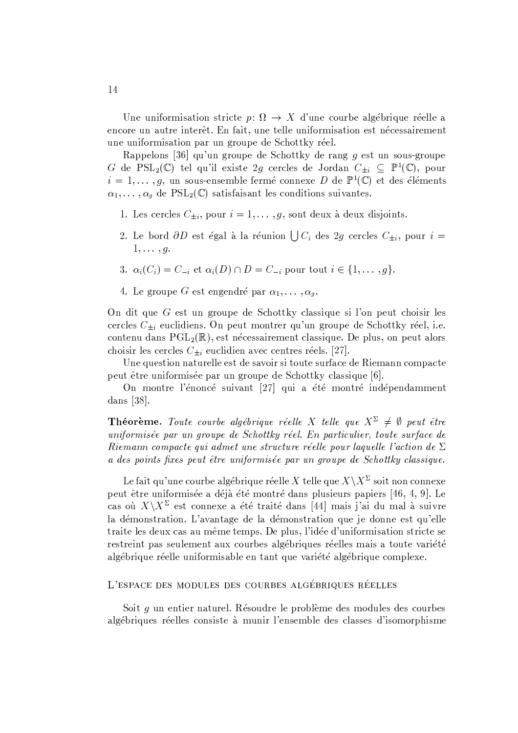Une uniformisation stricte $p\colon \Omega \to X$ d'une courbe algébrique réelle a encore un autre interêt. En fait, une telle uniformisation est nécessairement une uniformisation par un groupe de Schottky réel.

Rappelons [36] qu'un groupe de Schottky de rang $g$ est un sous-groupe $G$ de $\mathrm{PSL}_2(\mathbb{C})$ tel qu'il existe $2g$ cercles de Jordan $C_{\pm i} \subseteq \mathbb{P}^1(\mathbb{C})$, pour $i = 1, \ldots, g$, un sous-ensemble fermé connexe $D$ de $\mathbb{P}^1(\mathbb{C})$ et des éléments $\alpha_1, \ldots, \alpha_g$ de $\mathrm{PSL}_2(\mathbb{C})$ satisfaisant les conditions suivantes.

1. Les cercles $C_{\pm i}$, pour $i = 1, \ldots, g$, sont deux à deux disjoints.
2. Le bord $\partial D$ est égal à la réunion $\bigcup C_i$ des $2g$ cercles $C_{\pm i}$, pour $i = 1, \ldots, g$.
3. $\alpha_i(C_i) = C_{-i}$ et $\alpha_i(D) \cap D = C_{-i}$ pour tout $i \in \{1, \ldots, g\}$.
4. Le groupe $G$ est engendré par $\alpha_1, \ldots, \alpha_g$.

On dit que $G$ est un groupe de Schottky classique si l'on peut choisir les cercles $C_{\pm i}$ euclidiens. On peut montrer qu'un groupe de Schottky réel, i.e. contenu dans $\mathrm{PGL}_2(\mathbb{R})$, est nécessairement classique. De plus, on peut alors choisir les cercles $C_{\pm i}$ euclidien avec centres réels. [27].

Une question naturelle est de savoir si toute surface de Riemann compacte peut être uniformisée par un groupe de Schottky classique [6].

On montre l'énoncé suivant [27] qui a été montré indépendamment dans [38].

**Théorème.** *Toute courbe algébrique réelle $X$ telle que $X^\Sigma \neq \emptyset$ peut être uniformisée par un groupe de Schottky réel. En particulier, toute surface de Riemann compacte qui admet une structure réelle pour laquelle l'action de $\Sigma$ a des points fixes peut être uniformisée par un groupe de Schottky classique.*

Le fait qu'une courbe algébrique réelle $X$ telle que $X \setminus X^\Sigma$ soit non connexe peut être uniformisée a déjà été montré dans plusieurs papiers [46, 4, 9]. Le cas où $X \setminus X^\Sigma$ est connexe a été traité dans [44] mais j'ai du mal à suivre la démonstration. L'avantage de la démonstration que je donne est qu'elle traite les deux cas au même temps. De plus, l'idée d'uniformisation stricte se restreint pas seulement aux courbes algébriques réelles mais a toute variété algébrique réelle uniformisable en tant que variété algébrique complexe.

## L'espace des modules des courbes algébriques réelles

Soit $g$ un entier naturel. Résoudre le problème des modules des courbes algébriques réelles consiste à munir l'ensemble des classes d'isomorphisme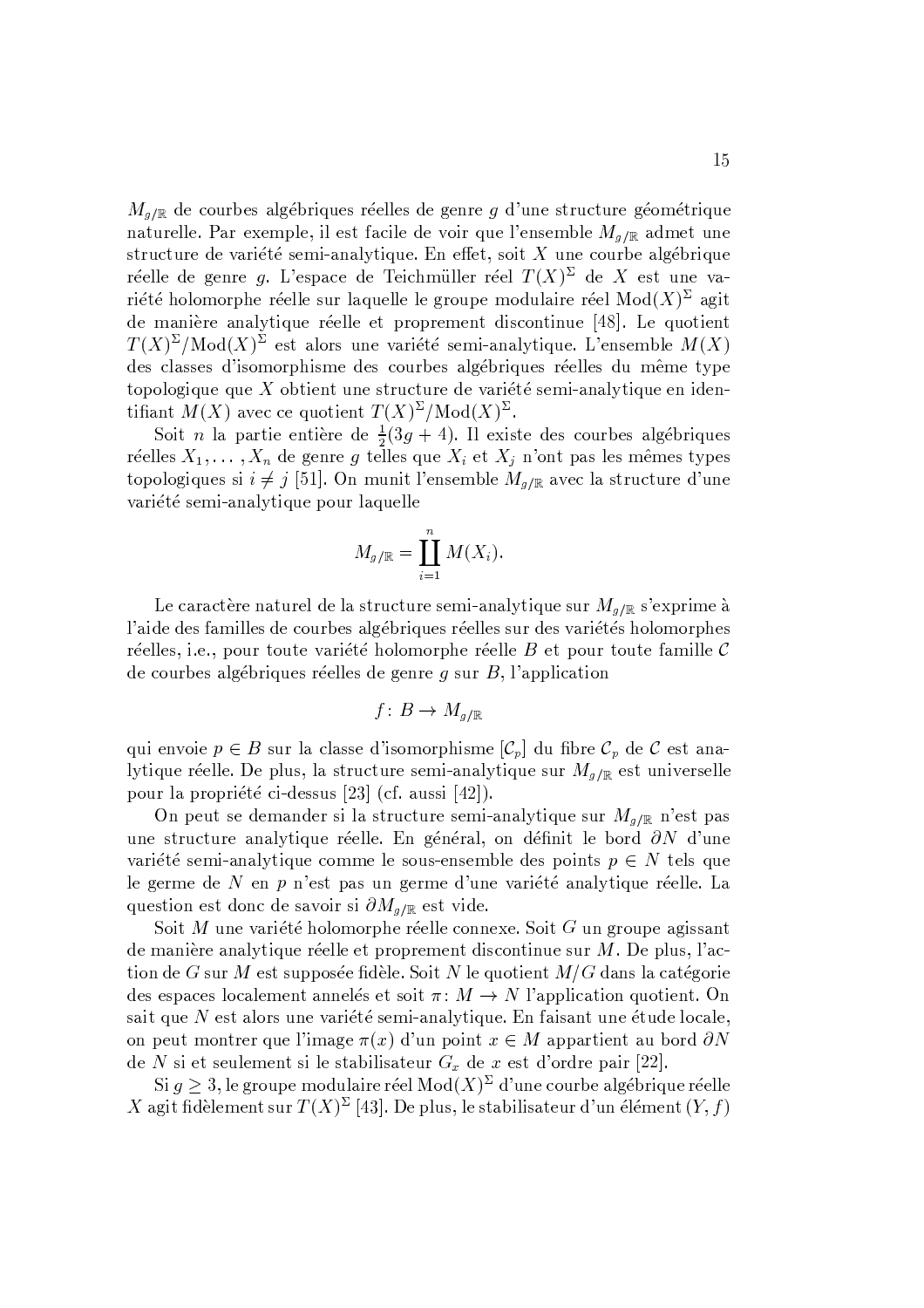$M_{g/\mathbb{R}}$ de courbes algébriques réelles de genre $g$ d'une structure géométrique naturelle. Par exemple, il est facile de voir que l'ensemble $M_{g/\mathbb{R}}$ admet une structure de variété semi-analytique. En effet, soit $X$ une courbe algébrique réelle de genre $g$. L'espace de Teichmüller réel $T(X)^{\Sigma}$ de $X$ est une variété holomorphe réelle sur laquelle le groupe modulaire réel $\mathrm{Mod}(X)^{\Sigma}$ agit de manière analytique réelle et proprement discontinue [48]. Le quotient $T(X)^{\Sigma}/\mathrm{Mod}(X)^{\Sigma}$ est alors une variété semi-analytique. L'ensemble $M(X)$ des classes d'isomorphisme des courbes algébriques réelles du même type topologique que $X$ obtient une structure de variété semi-analytique en identifiant $M(X)$ avec ce quotient $T(X)^{\Sigma}/\mathrm{Mod}(X)^{\Sigma}$.

Soit $n$ la partie entière de $\frac{1}{2}(3g+4)$. Il existe des courbes algébriques réelles $X_1, \ldots, X_n$ de genre $g$ telles que $X_i$ et $X_j$ n'ont pas les mêmes types topologiques si $i \neq j$ [51]. On munit l'ensemble $M_{g/\mathbb{R}}$ avec la structure d'une variété semi-analytique pour laquelle

$$M_{g/\mathbb{R}} = \coprod_{i=1}^{n} M(X_i).$$

Le caractère naturel de la structure semi-analytique sur $M_{g/\mathbb{R}}$ s'exprime à l'aide des familles de courbes algébriques réelles sur des variétés holomorphes réelles, i.e., pour toute variété holomorphe réelle $B$ et pour toute famille $\mathcal{C}$ de courbes algébriques réelles de genre $g$ sur $B$, l'application

$$f\colon\, B \to M_{g/\mathbb{R}}$$

qui envoie $p \in B$ sur la classe d'isomorphisme $[\mathcal{C}_p]$ du fibre $\mathcal{C}_p$ de $\mathcal{C}$ est analytique réelle. De plus, la structure semi-analytique sur $M_{g/\mathbb{R}}$ est universelle pour la propriété ci-dessus [23] (cf. aussi [42]).

On peut se demander si la structure semi-analytique sur $M_{g/\mathbb{R}}$ n'est pas une structure analytique réelle. En général, on définit le bord $\partial N$ d'une variété semi-analytique comme le sous-ensemble des points $p \in N$ tels que le germe de $N$ en $p$ n'est pas un germe d'une variété analytique réelle. La question est donc de savoir si $\partial M_{g/\mathbb{R}}$ est vide.

Soit $M$ une variété holomorphe réelle connexe. Soit $G$ un groupe agissant de manière analytique réelle et proprement discontinue sur $M$. De plus, l'action de $G$ sur $M$ est supposée fidèle. Soit $N$ le quotient $M/G$ dans la catégorie des espaces localement annelés et soit $\pi\colon M \to N$ l'application quotient. On sait que $N$ est alors une variété semi-analytique. En faisant une étude locale, on peut montrer que l'image $\pi(x)$ d'un point $x \in M$ appartient au bord $\partial N$ de $N$ si et seulement si le stabilisateur $G_x$ de $x$ est d'ordre pair [22].

Si $g \geq 3$, le groupe modulaire réel $\mathrm{Mod}(X)^{\Sigma}$ d'une courbe algébrique réelle $X$ agit fidèlement sur $T(X)^{\Sigma}$ [43]. De plus, le stabilisateur d'un élément $(Y, f)$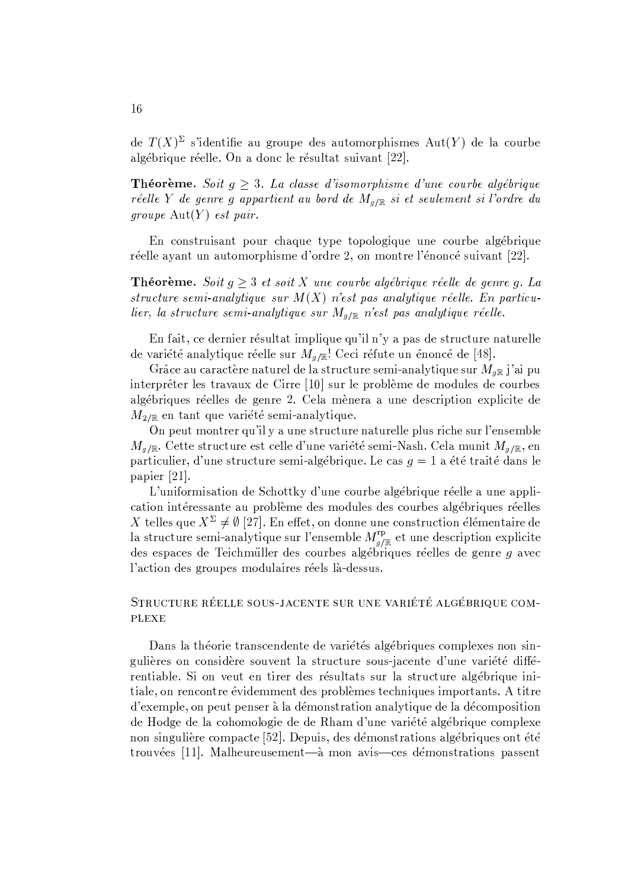de $T(X)^\Sigma$ s'identifie au groupe des automorphismes $\mathrm{Aut}(Y)$ de la courbe algébrique réelle. On a donc le résultat suivant [22].

**Théorème.** *Soit $g \geq 3$. La classe d'isomorphisme d'une courbe algébrique réelle $Y$ de genre $g$ appartient au bord de $M_{g/\mathbb{R}}$ si et seulement si l'ordre du groupe $\mathrm{Aut}(Y)$ est pair.*

En construisant pour chaque type topologique une courbe algébrique réelle ayant un automorphisme d'ordre 2, on montre l'énoncé suivant [22].

**Théorème.** *Soit $g \geq 3$ et soit $X$ une courbe algébrique réelle de genre $g$. La structure semi-analytique sur $M(X)$ n'est pas analytique réelle. En particulier, la structure semi-analytique sur $M_{g/\mathbb{R}}$ n'est pas analytique réelle.*

En fait, ce dernier résultat implique qu'il n'y a pas de structure naturelle de variété analytique réelle sur $M_{g/\mathbb{R}}$! Ceci réfute un énoncé de [48].

Grâce au caractère naturel de la structure semi-analytique sur $M_{g\mathbb{R}}$ j'ai pu interprêter les travaux de Cirre [10] sur le problème de modules de courbes algébriques réelles de genre 2. Cela mènera a une description explicite de $M_{2/\mathbb{R}}$ en tant que variété semi-analytique.

On peut montrer qu'il y a une structure naturelle plus riche sur l'ensemble $M_{g/\mathbb{R}}$. Cette structure est celle d'une variété semi-Nash. Cela munit $M_{g/\mathbb{R}}$, en particulier, d'une structure semi-algébrique. Le cas $g = 1$ a été traité dans le papier [21].

L'uniformisation de Schottky d'une courbe algébrique réelle a une application intéressante au problème des modules des courbes algébriques réelles $X$ telles que $X^\Sigma \neq \emptyset$ [27]. En effet, on donne une construction élémentaire de la structure semi-analytique sur l'ensemble $M^{\mathrm{rp}}_{g/\mathbb{R}}$ et une description explicite des espaces de Teichmüller des courbes algébriques réelles de genre $g$ avec l'action des groupes modulaires réels là-dessus.

## Structure réelle sous-jacente sur une variété algébrique complexe

Dans la théorie transcendente de variétés algébriques complexes non singulières on considère souvent la structure sous-jacente d'une variété différentiable. Si on veut en tirer des résultats sur la structure algébrique initiale, on rencontre évidemment des problèmes techniques importants. A titre d'exemple, on peut penser à la démonstration analytique de la décomposition de Hodge de la cohomologie de de Rham d'une variété algébrique complexe non singulière compacte [52]. Depuis, des démonstrations algébriques ont été trouvées [11]. Malheureusement—à mon avis—ces démonstrations passent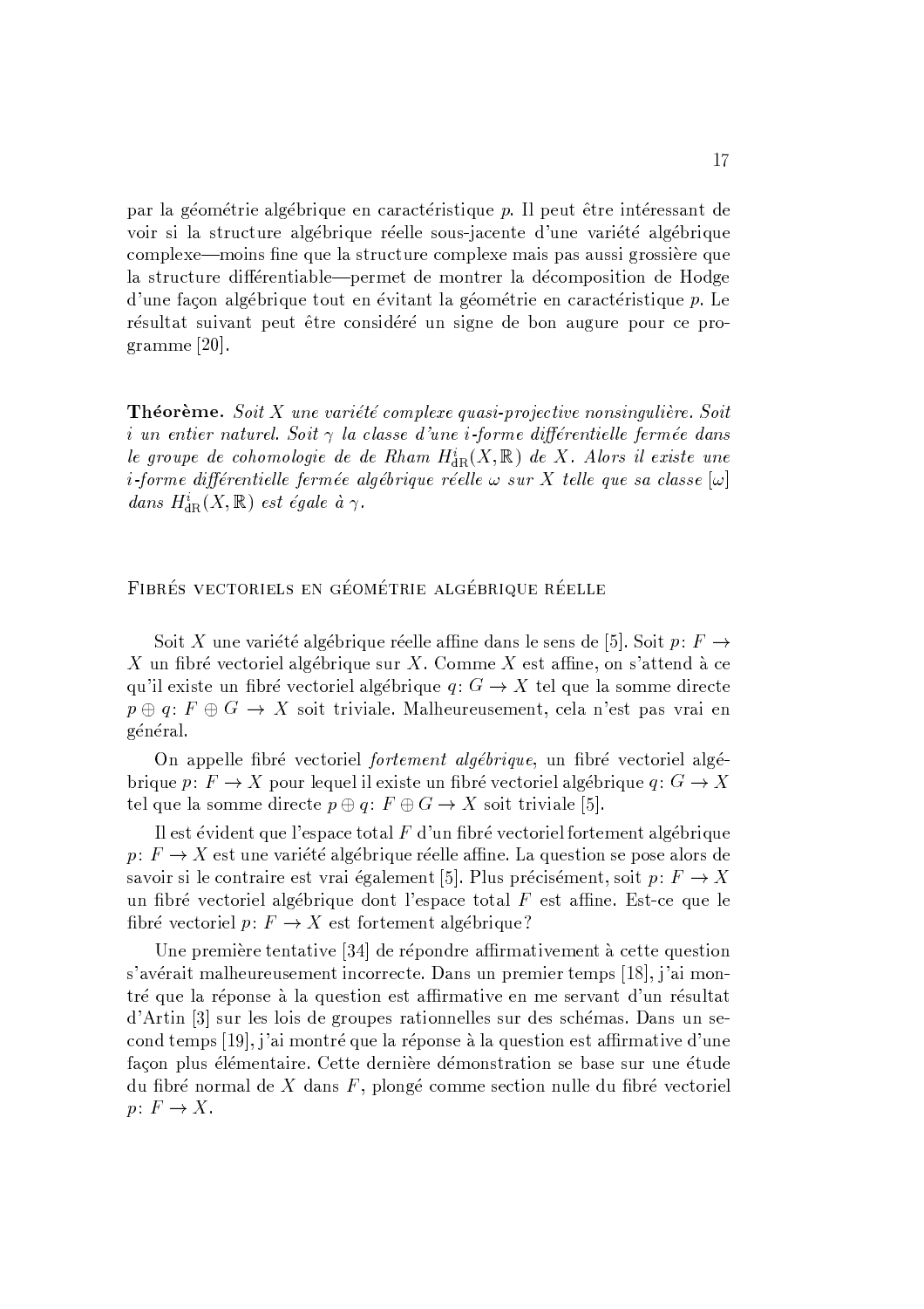par la géométrie algébrique en caractéristique $p$. Il peut être intéressant de voir si la structure algébrique réelle sous-jacente d'une variété algébrique complexe—moins fine que la structure complexe mais pas aussi grossière que la structure différentiable—permet de montrer la décomposition de Hodge d'une façon algébrique tout en évitant la géométrie en caractéristique $p$. Le résultat suivant peut être considéré un signe de bon augure pour ce programme [20].

**Théorème.** *Soit $X$ une variété complexe quasi-projective nonsingulière. Soit $i$ un entier naturel. Soit $\gamma$ la classe d'une $i$-forme différentielle fermée dans le groupe de cohomologie de de Rham $H^i_{\mathrm{dR}}(X, \mathbb{R})$ de $X$. Alors il existe une $i$-forme différentielle fermée algébrique réelle $\omega$ sur $X$ telle que sa classe $[\omega]$ dans $H^i_{\mathrm{dR}}(X, \mathbb{R})$ est égale à $\gamma$.*

## Fibrés vectoriels en géométrie algébrique réelle

Soit $X$ une variété algébrique réelle affine dans le sens de [5]. Soit $p\colon F \to X$ un fibré vectoriel algébrique sur $X$. Comme $X$ est affine, on s'attend à ce qu'il existe un fibré vectoriel algébrique $q\colon G \to X$ tel que la somme directe $p \oplus q\colon F \oplus G \to X$ soit triviale. Malheureusement, cela n'est pas vrai en général.

On appelle fibré vectoriel *fortement algébrique*, un fibré vectoriel algébrique $p\colon F \to X$ pour lequel il existe un fibré vectoriel algébrique $q\colon G \to X$ tel que la somme directe $p \oplus q\colon F \oplus G \to X$ soit triviale [5].

Il est évident que l'espace total $F$ d'un fibré vectoriel fortement algébrique $p\colon F \to X$ est une variété algébrique réelle affine. La question se pose alors de savoir si le contraire est vrai également [5]. Plus précisément, soit $p\colon F \to X$ un fibré vectoriel algébrique dont l'espace total $F$ est affine. Est-ce que le fibré vectoriel $p\colon F \to X$ est fortement algébrique?

Une première tentative [34] de répondre affirmativement à cette question s'avérait malheureusement incorrecte. Dans un premier temps [18], j'ai montré que la réponse à la question est affirmative en me servant d'un résultat d'Artin [3] sur les lois de groupes rationnelles sur des schémas. Dans un second temps [19], j'ai montré que la réponse à la question est affirmative d'une façon plus élémentaire. Cette dernière démonstration se base sur une étude du fibré normal de $X$ dans $F$, plongé comme section nulle du fibré vectoriel $p\colon F \to X$.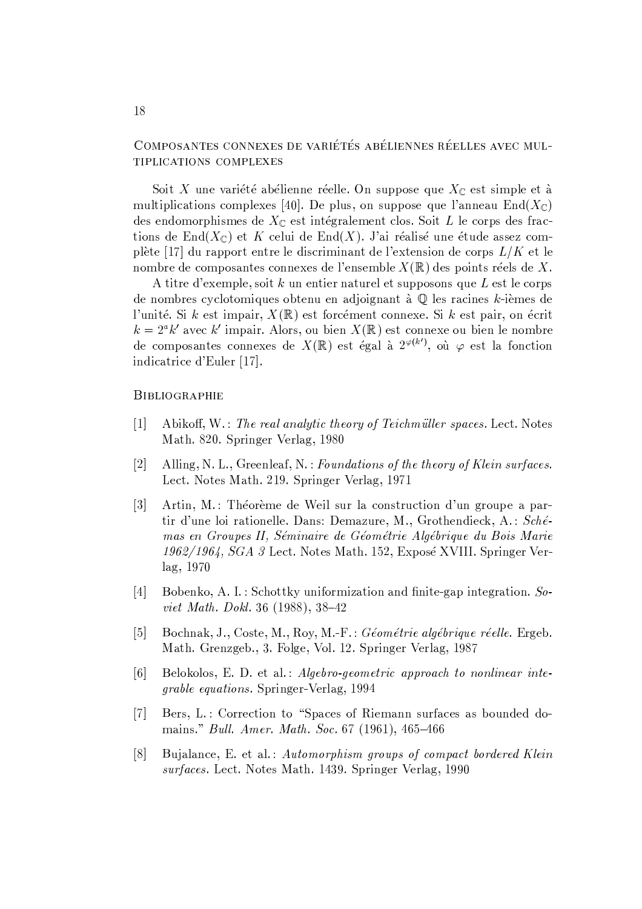## Composantes connexes de variétés abéliennes réelles avec multiplications complexes

Soit $X$ une variété abélienne réelle. On suppose que $X_{\mathbb{C}}$ est simple et à multiplications complexes [40]. De plus, on suppose que l'anneau $\mathrm{End}(X_{\mathbb{C}})$ des endomorphismes de $X_{\mathbb{C}}$ est intégralement clos. Soit $L$ le corps des fractions de $\mathrm{End}(X_{\mathbb{C}})$ et $K$ celui de $\mathrm{End}(X)$. J'ai réalisé une étude assez complète [17] du rapport entre le discriminant de l'extension de corps $L/K$ et le nombre de composantes connexes de l'ensemble $X(\mathbb{R})$ des points réels de $X$.

A titre d'exemple, soit $k$ un entier naturel et supposons que $L$ est le corps de nombres cyclotomiques obtenu en adjoignant à $\mathbb{Q}$ les racines $k$-ièmes de l'unité. Si $k$ est impair, $X(\mathbb{R})$ est forcément connexe. Si $k$ est pair, on écrit $k = 2^a k'$ avec $k'$ impair. Alors, ou bien $X(\mathbb{R})$ est connexe ou bien le nombre de composantes connexes de $X(\mathbb{R})$ est égal à $2^{\varphi(k')}$, où $\varphi$ est la fonction indicatrice d'Euler [17].

## Bibliographie

[1] Abikoff, W. : *The real analytic theory of Teichmüller spaces.* Lect. Notes Math. 820. Springer Verlag, 1980

[2] Alling, N. L., Greenleaf, N. : *Foundations of the theory of Klein surfaces.* Lect. Notes Math. 219. Springer Verlag, 1971

[3] Artin, M. : Théorème de Weil sur la construction d'un groupe a partir d'une loi rationelle. Dans: Demazure, M., Grothendieck, A. : *Schémas en Groupes II, Séminaire de Géométrie Algébrique du Bois Marie 1962/1964, SGA 3* Lect. Notes Math. 152, Exposé XVIII. Springer Verlag, 1970

[4] Bobenko, A. I. : Schottky uniformization and finite-gap integration. *Soviet Math. Dokl.* 36 (1988), 38–42

[5] Bochnak, J., Coste, M., Roy, M.-F. : *Géométrie algébrique réelle.* Ergeb. Math. Grenzgeb., 3. Folge, Vol. 12. Springer Verlag, 1987

[6] Belokolos, E. D. et al. : *Algebro-geometric approach to nonlinear integrable equations.* Springer-Verlag, 1994

[7] Bers, L. : Correction to "Spaces of Riemann surfaces as bounded domains." *Bull. Amer. Math. Soc.* 67 (1961), 465–466

[8] Bujalance, E. et al. : *Automorphism groups of compact bordered Klein surfaces.* Lect. Notes Math. 1439. Springer Verlag, 1990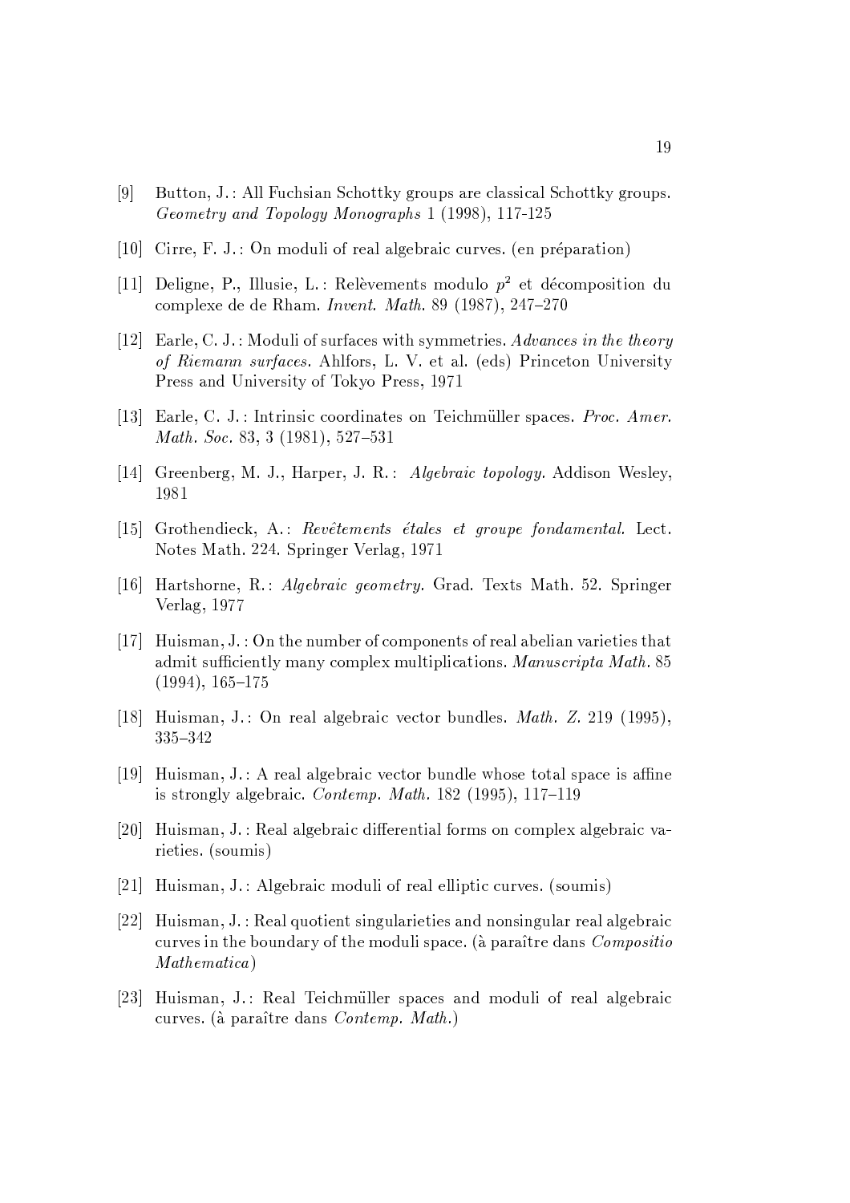[9] Button, J.: All Fuchsian Schottky groups are classical Schottky groups. *Geometry and Topology Monographs* 1 (1998), 117-125

[10] Cirre, F. J.: On moduli of real algebraic curves. (en préparation)

[11] Deligne, P., Illusie, L.: Relèvements modulo $p^2$ et décomposition du complexe de de Rham. *Invent. Math.* 89 (1987), 247–270

[12] Earle, C. J.: Moduli of surfaces with symmetries. *Advances in the theory of Riemann surfaces.* Ahlfors, L. V. et al. (eds) Princeton University Press and University of Tokyo Press, 1971

[13] Earle, C. J.: Intrinsic coordinates on Teichmüller spaces. *Proc. Amer. Math. Soc.* 83, 3 (1981), 527–531

[14] Greenberg, M. J., Harper, J. R.: *Algebraic topology.* Addison Wesley, 1981

[15] Grothendieck, A.: *Revêtements étales et groupe fondamental.* Lect. Notes Math. 224. Springer Verlag, 1971

[16] Hartshorne, R.: *Algebraic geometry.* Grad. Texts Math. 52. Springer Verlag, 1977

[17] Huisman, J.: On the number of components of real abelian varieties that admit sufficiently many complex multiplications. *Manuscripta Math.* 85 (1994), 165–175

[18] Huisman, J.: On real algebraic vector bundles. *Math. Z.* 219 (1995), 335–342

[19] Huisman, J.: A real algebraic vector bundle whose total space is affine is strongly algebraic. *Contemp. Math.* 182 (1995), 117–119

[20] Huisman, J.: Real algebraic differential forms on complex algebraic varieties. (soumis)

[21] Huisman, J.: Algebraic moduli of real elliptic curves. (soumis)

[22] Huisman, J.: Real quotient singularieties and nonsingular real algebraic curves in the boundary of the moduli space. (à paraître dans *Compositio Mathematica*)

[23] Huisman, J.: Real Teichmüller spaces and moduli of real algebraic curves. (à paraître dans *Contemp. Math.*)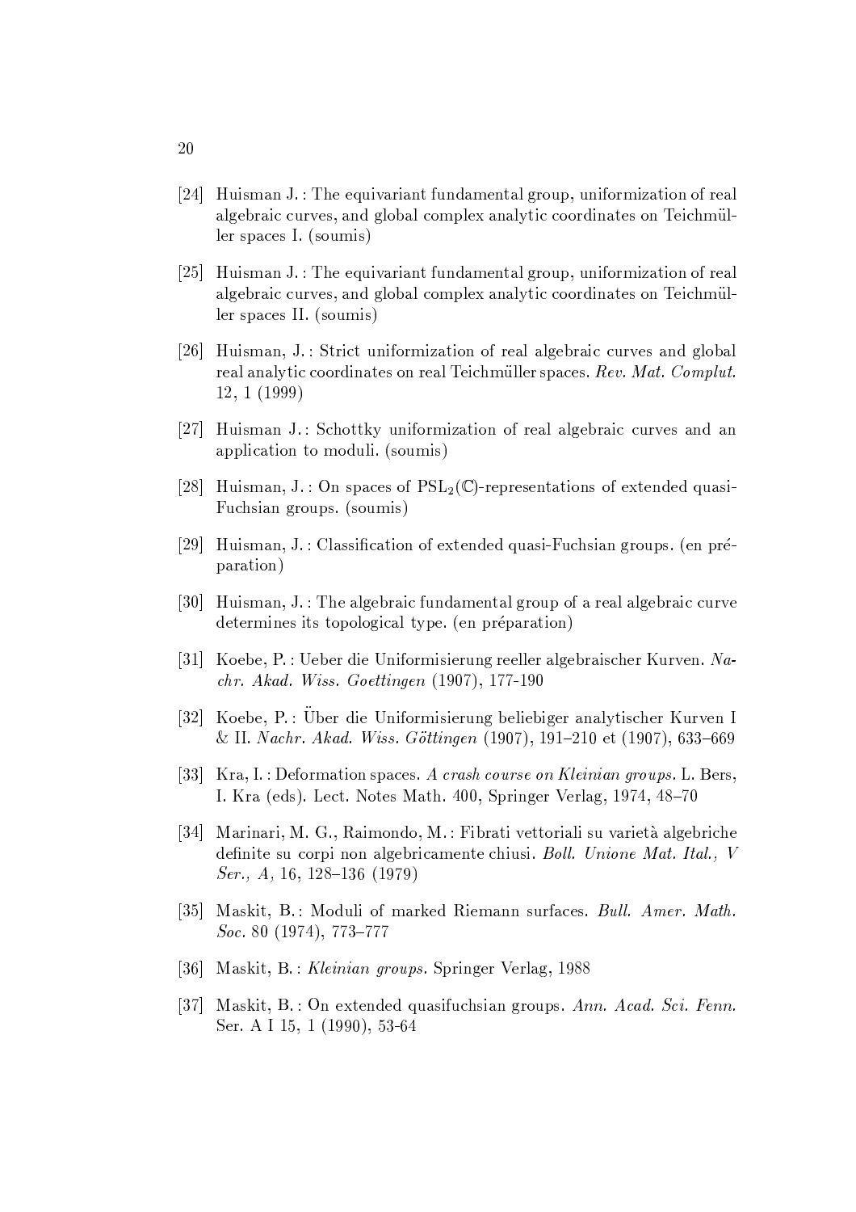[24] Huisman J. : The equivariant fundamental group, uniformization of real algebraic curves, and global complex analytic coordinates on Teichmüller spaces I. (soumis)

[25] Huisman J. : The equivariant fundamental group, uniformization of real algebraic curves, and global complex analytic coordinates on Teichmüller spaces II. (soumis)

[26] Huisman, J. : Strict uniformization of real algebraic curves and global real analytic coordinates on real Teichmüller spaces. *Rev. Mat. Complut.* 12, 1 (1999)

[27] Huisman J. : Schottky uniformization of real algebraic curves and an application to moduli. (soumis)

[28] Huisman, J. : On spaces of $\mathrm{PSL}_2(\mathbb{C})$-representations of extended quasi-Fuchsian groups. (soumis)

[29] Huisman, J. : Classification of extended quasi-Fuchsian groups. (en préparation)

[30] Huisman, J. : The algebraic fundamental group of a real algebraic curve determines its topological type. (en préparation)

[31] Koebe, P. : Ueber die Uniformisierung reeller algebraischer Kurven. *Nachr. Akad. Wiss. Goettingen* (1907), 177-190

[32] Koebe, P. : Über die Uniformisierung beliebiger analytischer Kurven I & II. *Nachr. Akad. Wiss. Göttingen* (1907), 191–210 et (1907), 633–669

[33] Kra, I. : Deformation spaces. *A crash course on Kleinian groups.* L. Bers, I. Kra (eds). Lect. Notes Math. 400, Springer Verlag, 1974, 48–70

[34] Marinari, M. G., Raimondo, M. : Fibrati vettoriali su varietà algebriche definite su corpi non algebricamente chiusi. *Boll. Unione Mat. Ital., V Ser., A,* 16, 128–136 (1979)

[35] Maskit, B. : Moduli of marked Riemann surfaces. *Bull. Amer. Math. Soc.* 80 (1974), 773–777

[36] Maskit, B. : *Kleinian groups.* Springer Verlag, 1988

[37] Maskit, B. : On extended quasifuchsian groups. *Ann. Acad. Sci. Fenn.* Ser. A I 15, 1 (1990), 53-64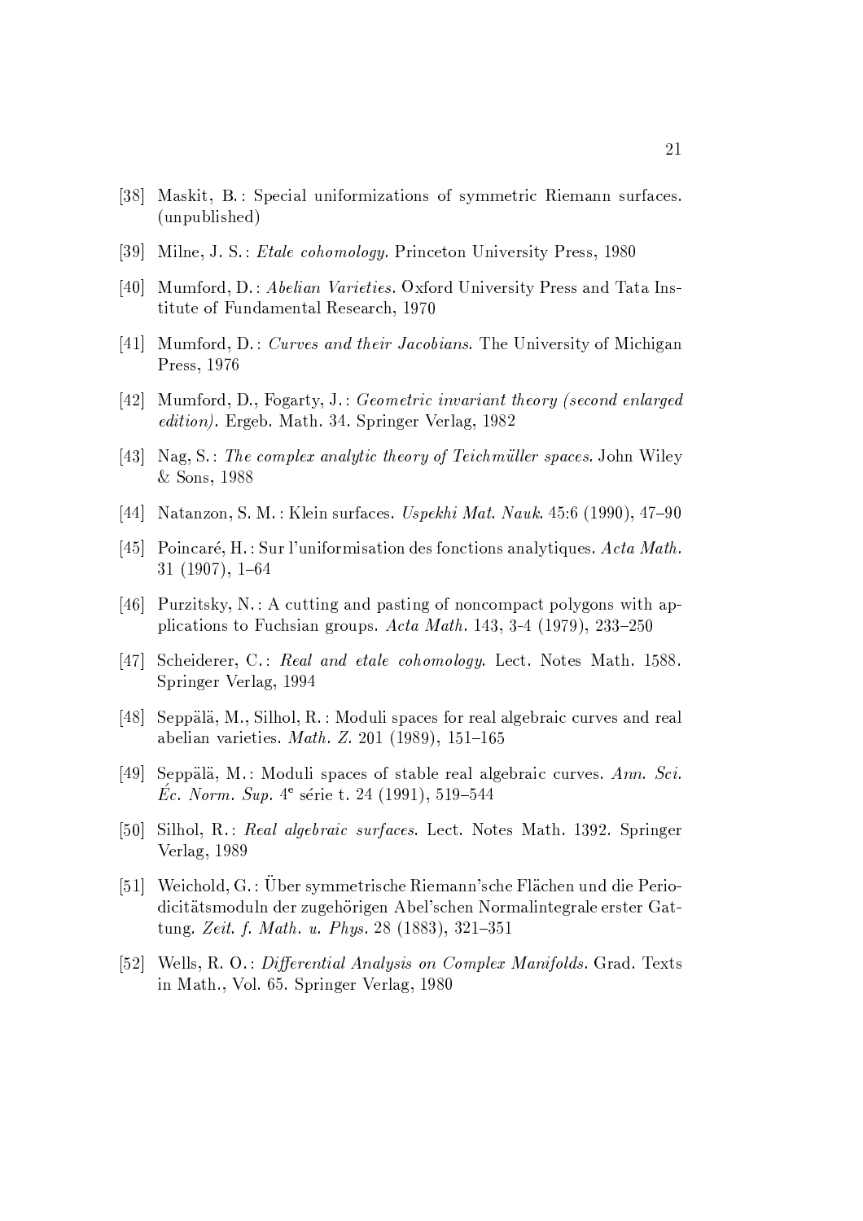[38] Maskit, B.: Special uniformizations of symmetric Riemann surfaces. (unpublished)

[39] Milne, J. S.: *Etale cohomology.* Princeton University Press, 1980

[40] Mumford, D.: *Abelian Varieties.* Oxford University Press and Tata Institute of Fundamental Research, 1970

[41] Mumford, D.: *Curves and their Jacobians.* The University of Michigan Press, 1976

[42] Mumford, D., Fogarty, J.: *Geometric invariant theory (second enlarged edition).* Ergeb. Math. 34. Springer Verlag, 1982

[43] Nag, S.: *The complex analytic theory of Teichmüller spaces.* John Wiley & Sons, 1988

[44] Natanzon, S. M.: Klein surfaces. *Uspekhi Mat. Nauk.* 45:6 (1990), 47–90

[45] Poincaré, H.: Sur l'uniformisation des fonctions analytiques. *Acta Math.* 31 (1907), 1–64

[46] Purzitsky, N.: A cutting and pasting of noncompact polygons with applications to Fuchsian groups. *Acta Math.* 143, 3-4 (1979), 233–250

[47] Scheiderer, C.: *Real and etale cohomology.* Lect. Notes Math. 1588. Springer Verlag, 1994

[48] Seppälä, M., Silhol, R.: Moduli spaces for real algebraic curves and real abelian varieties. *Math. Z.* 201 (1989), 151–165

[49] Seppälä, M.: Moduli spaces of stable real algebraic curves. *Ann. Sci. Éc. Norm. Sup.* 4e série t. 24 (1991), 519–544

[50] Silhol, R.: *Real algebraic surfaces.* Lect. Notes Math. 1392. Springer Verlag, 1989

[51] Weichold, G.: Über symmetrische Riemann'sche Flächen und die Periodicitätsmoduln der zugehörigen Abel'schen Normalintegrale erster Gattung. *Zeit. f. Math. u. Phys.* 28 (1883), 321–351

[52] Wells, R. O.: *Differential Analysis on Complex Manifolds.* Grad. Texts in Math., Vol. 65. Springer Verlag, 1980